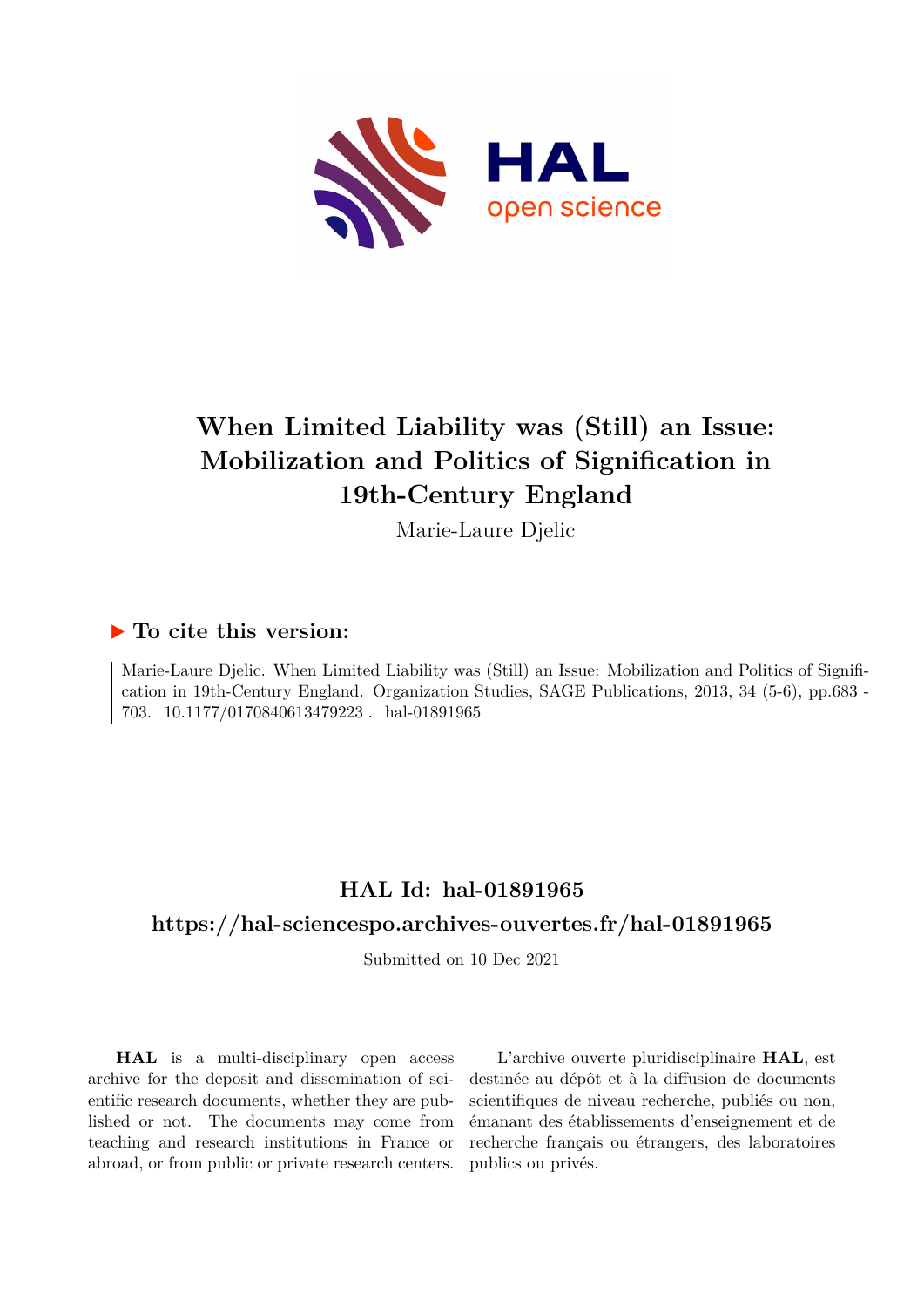# When Limited Liability was (Still) an Issue: Mobilization and Politics of Signification in 19th-Century England

Marie-Laure Djelic

## ▶ To cite this version:

Marie-Laure Djelic. When Limited Liability was (Still) an Issue: Mobilization and Politics of Signification in 19th-Century England. Organization Studies, SAGE Publications, 2013, 34 (5-6), pp.683 - 703. 10.1177/0170840613479223 . hal-01891965

## HAL Id: hal-01891965

## https://hal-sciencespo.archives-ouvertes.fr/hal-01891965

Submitted on 10 Dec 2021

**HAL** is a multi-disciplinary open access archive for the deposit and dissemination of scientific research documents, whether they are published or not. The documents may come from teaching and research institutions in France or abroad, or from public or private research centers.

L'archive ouverte pluridisciplinaire **HAL**, est destinée au dépôt et à la diffusion de documents scientifiques de niveau recherche, publiés ou non, émanant des établissements d'enseignement et de recherche français ou étrangers, des laboratoires publics ou privés.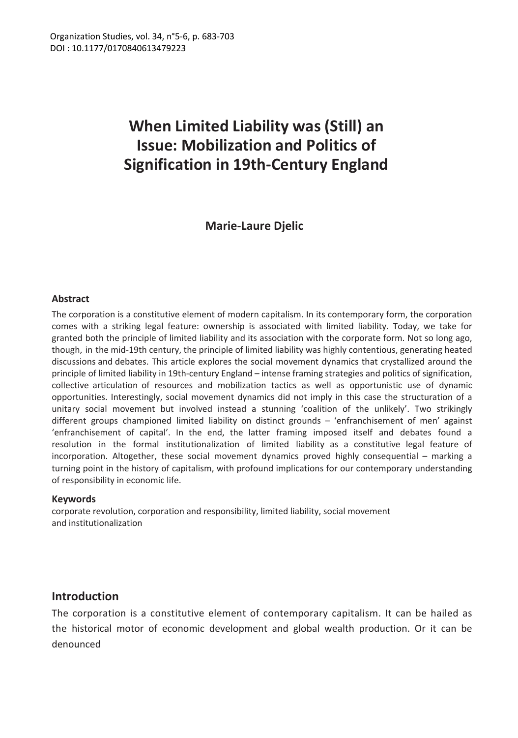Organization Studies, vol. 34, n°5-6, p. 683-703
DOI : 10.1177/0170840613479223

# When Limited Liability was (Still) an Issue: Mobilization and Politics of Signification in 19th-Century England

**Marie-Laure Djelic**

### Abstract

The corporation is a constitutive element of modern capitalism. In its contemporary form, the corporation comes with a striking legal feature: ownership is associated with limited liability. Today, we take for granted both the principle of limited liability and its association with the corporate form. Not so long ago, though, in the mid-19th century, the principle of limited liability was highly contentious, generating heated discussions and debates. This article explores the social movement dynamics that crystallized around the principle of limited liability in 19th-century England – intense framing strategies and politics of signification, collective articulation of resources and mobilization tactics as well as opportunistic use of dynamic opportunities. Interestingly, social movement dynamics did not imply in this case the structuration of a unitary social movement but involved instead a stunning 'coalition of the unlikely'. Two strikingly different groups championed limited liability on distinct grounds – 'enfranchisement of men' against 'enfranchisement of capital'. In the end, the latter framing imposed itself and debates found a resolution in the formal institutionalization of limited liability as a constitutive legal feature of incorporation. Altogether, these social movement dynamics proved highly consequential – marking a turning point in the history of capitalism, with profound implications for our contemporary understanding of responsibility in economic life.

### Keywords

corporate revolution, corporation and responsibility, limited liability, social movement and institutionalization

## Introduction

The corporation is a constitutive element of contemporary capitalism. It can be hailed as the historical motor of economic development and global wealth production. Or it can be denounced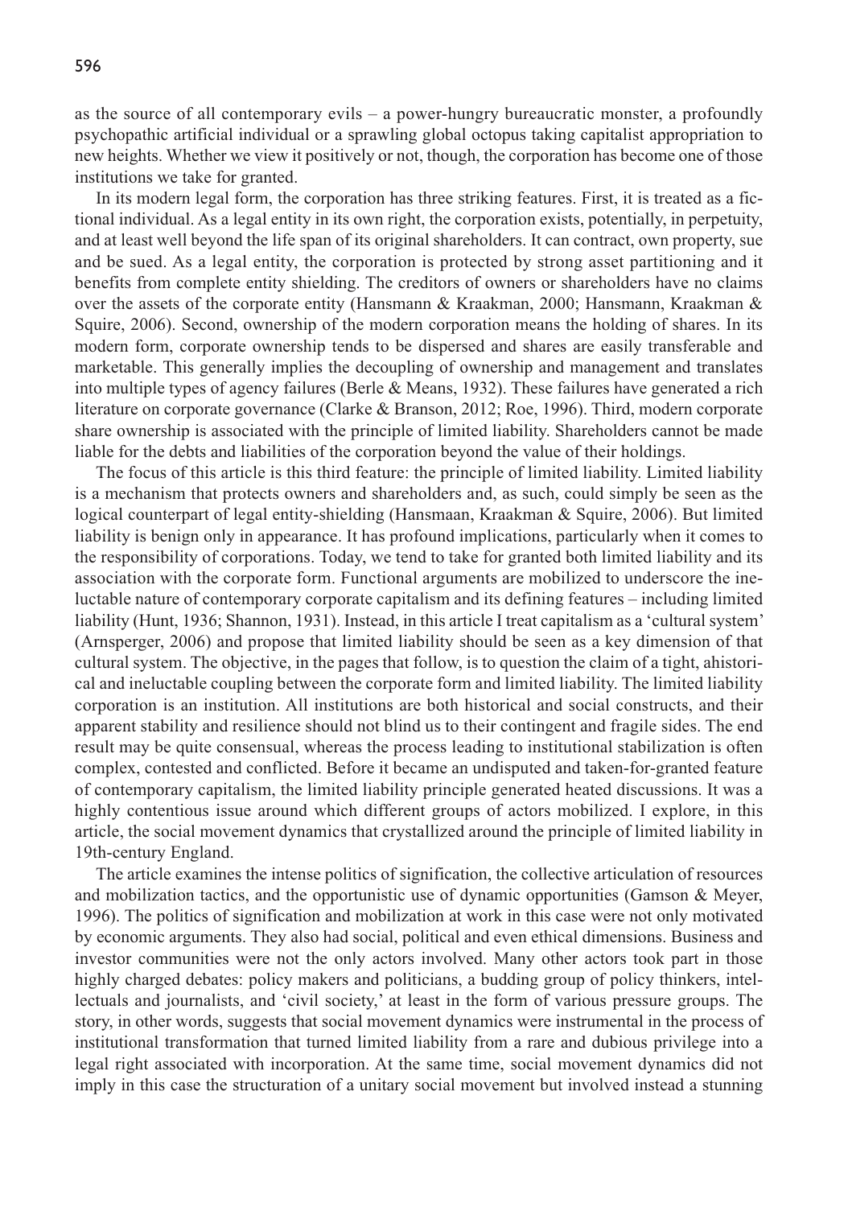as the source of all contemporary evils – a power-hungry bureaucratic monster, a profoundly psychopathic artificial individual or a sprawling global octopus taking capitalist appropriation to new heights. Whether we view it positively or not, though, the corporation has become one of those institutions we take for granted.

In its modern legal form, the corporation has three striking features. First, it is treated as a fictional individual. As a legal entity in its own right, the corporation exists, potentially, in perpetuity, and at least well beyond the life span of its original shareholders. It can contract, own property, sue and be sued. As a legal entity, the corporation is protected by strong asset partitioning and it benefits from complete entity shielding. The creditors of owners or shareholders have no claims over the assets of the corporate entity (Hansmann & Kraakman, 2000; Hansmann, Kraakman & Squire, 2006). Second, ownership of the modern corporation means the holding of shares. In its modern form, corporate ownership tends to be dispersed and shares are easily transferable and marketable. This generally implies the decoupling of ownership and management and translates into multiple types of agency failures (Berle & Means, 1932). These failures have generated a rich literature on corporate governance (Clarke & Branson, 2012; Roe, 1996). Third, modern corporate share ownership is associated with the principle of limited liability. Shareholders cannot be made liable for the debts and liabilities of the corporation beyond the value of their holdings.

The focus of this article is this third feature: the principle of limited liability. Limited liability is a mechanism that protects owners and shareholders and, as such, could simply be seen as the logical counterpart of legal entity-shielding (Hansmaan, Kraakman & Squire, 2006). But limited liability is benign only in appearance. It has profound implications, particularly when it comes to the responsibility of corporations. Today, we tend to take for granted both limited liability and its association with the corporate form. Functional arguments are mobilized to underscore the ineluctable nature of contemporary corporate capitalism and its defining features – including limited liability (Hunt, 1936; Shannon, 1931). Instead, in this article I treat capitalism as a 'cultural system' (Arnsperger, 2006) and propose that limited liability should be seen as a key dimension of that cultural system. The objective, in the pages that follow, is to question the claim of a tight, ahistorical and ineluctable coupling between the corporate form and limited liability. The limited liability corporation is an institution. All institutions are both historical and social constructs, and their apparent stability and resilience should not blind us to their contingent and fragile sides. The end result may be quite consensual, whereas the process leading to institutional stabilization is often complex, contested and conflicted. Before it became an undisputed and taken-for-granted feature of contemporary capitalism, the limited liability principle generated heated discussions. It was a highly contentious issue around which different groups of actors mobilized. I explore, in this article, the social movement dynamics that crystallized around the principle of limited liability in 19th-century England.

The article examines the intense politics of signification, the collective articulation of resources and mobilization tactics, and the opportunistic use of dynamic opportunities (Gamson & Meyer, 1996). The politics of signification and mobilization at work in this case were not only motivated by economic arguments. They also had social, political and even ethical dimensions. Business and investor communities were not the only actors involved. Many other actors took part in those highly charged debates: policy makers and politicians, a budding group of policy thinkers, intellectuals and journalists, and 'civil society,' at least in the form of various pressure groups. The story, in other words, suggests that social movement dynamics were instrumental in the process of institutional transformation that turned limited liability from a rare and dubious privilege into a legal right associated with incorporation. At the same time, social movement dynamics did not imply in this case the structuration of a unitary social movement but involved instead a stunning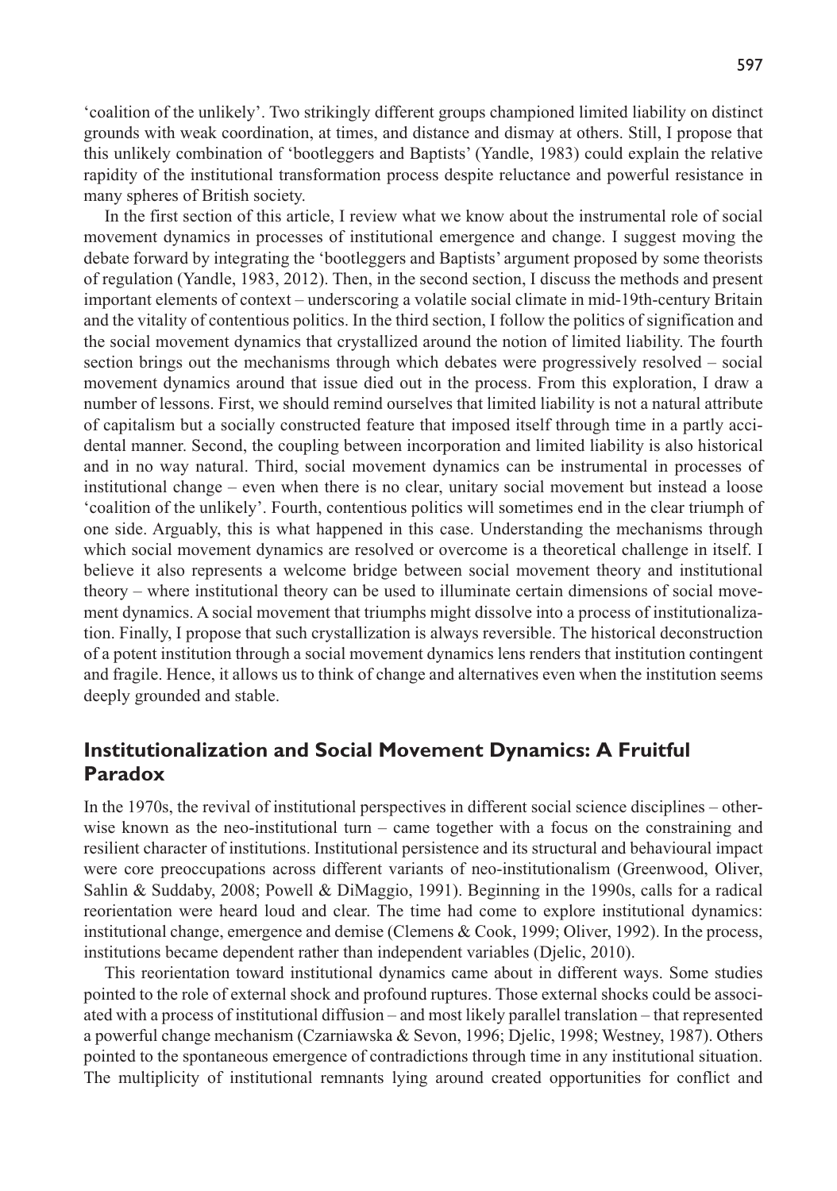'coalition of the unlikely'. Two strikingly different groups championed limited liability on distinct grounds with weak coordination, at times, and distance and dismay at others. Still, I propose that this unlikely combination of 'bootleggers and Baptists' (Yandle, 1983) could explain the relative rapidity of the institutional transformation process despite reluctance and powerful resistance in many spheres of British society.

In the first section of this article, I review what we know about the instrumental role of social movement dynamics in processes of institutional emergence and change. I suggest moving the debate forward by integrating the 'bootleggers and Baptists' argument proposed by some theorists of regulation (Yandle, 1983, 2012). Then, in the second section, I discuss the methods and present important elements of context – underscoring a volatile social climate in mid-19th-century Britain and the vitality of contentious politics. In the third section, I follow the politics of signification and the social movement dynamics that crystallized around the notion of limited liability. The fourth section brings out the mechanisms through which debates were progressively resolved – social movement dynamics around that issue died out in the process. From this exploration, I draw a number of lessons. First, we should remind ourselves that limited liability is not a natural attribute of capitalism but a socially constructed feature that imposed itself through time in a partly accidental manner. Second, the coupling between incorporation and limited liability is also historical and in no way natural. Third, social movement dynamics can be instrumental in processes of institutional change – even when there is no clear, unitary social movement but instead a loose 'coalition of the unlikely'. Fourth, contentious politics will sometimes end in the clear triumph of one side. Arguably, this is what happened in this case. Understanding the mechanisms through which social movement dynamics are resolved or overcome is a theoretical challenge in itself. I believe it also represents a welcome bridge between social movement theory and institutional theory – where institutional theory can be used to illuminate certain dimensions of social movement dynamics. A social movement that triumphs might dissolve into a process of institutionalization. Finally, I propose that such crystallization is always reversible. The historical deconstruction of a potent institution through a social movement dynamics lens renders that institution contingent and fragile. Hence, it allows us to think of change and alternatives even when the institution seems deeply grounded and stable.

## Institutionalization and Social Movement Dynamics: A Fruitful Paradox

In the 1970s, the revival of institutional perspectives in different social science disciplines – otherwise known as the neo-institutional turn – came together with a focus on the constraining and resilient character of institutions. Institutional persistence and its structural and behavioural impact were core preoccupations across different variants of neo-institutionalism (Greenwood, Oliver, Sahlin & Suddaby, 2008; Powell & DiMaggio, 1991). Beginning in the 1990s, calls for a radical reorientation were heard loud and clear. The time had come to explore institutional dynamics: institutional change, emergence and demise (Clemens & Cook, 1999; Oliver, 1992). In the process, institutions became dependent rather than independent variables (Djelic, 2010).

This reorientation toward institutional dynamics came about in different ways. Some studies pointed to the role of external shock and profound ruptures. Those external shocks could be associated with a process of institutional diffusion – and most likely parallel translation – that represented a powerful change mechanism (Czarniawska & Sevon, 1996; Djelic, 1998; Westney, 1987). Others pointed to the spontaneous emergence of contradictions through time in any institutional situation. The multiplicity of institutional remnants lying around created opportunities for conflict and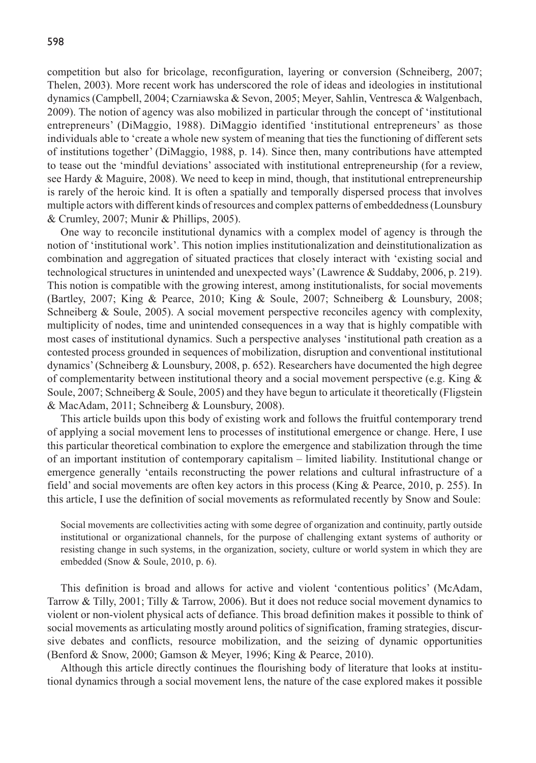competition but also for bricolage, reconfiguration, layering or conversion (Schneiberg, 2007; Thelen, 2003). More recent work has underscored the role of ideas and ideologies in institutional dynamics (Campbell, 2004; Czarniawska & Sevon, 2005; Meyer, Sahlin, Ventresca & Walgenbach, 2009). The notion of agency was also mobilized in particular through the concept of 'institutional entrepreneurs' (DiMaggio, 1988). DiMaggio identified 'institutional entrepreneurs' as those individuals able to 'create a whole new system of meaning that ties the functioning of different sets of institutions together' (DiMaggio, 1988, p. 14). Since then, many contributions have attempted to tease out the 'mindful deviations' associated with institutional entrepreneurship (for a review, see Hardy & Maguire, 2008). We need to keep in mind, though, that institutional entrepreneurship is rarely of the heroic kind. It is often a spatially and temporally dispersed process that involves multiple actors with different kinds of resources and complex patterns of embeddedness (Lounsbury & Crumley, 2007; Munir & Phillips, 2005).

One way to reconcile institutional dynamics with a complex model of agency is through the notion of 'institutional work'. This notion implies institutionalization and deinstitutionalization as combination and aggregation of situated practices that closely interact with 'existing social and technological structures in unintended and unexpected ways' (Lawrence & Suddaby, 2006, p. 219). This notion is compatible with the growing interest, among institutionalists, for social movements (Bartley, 2007; King & Pearce, 2010; King & Soule, 2007; Schneiberg & Lounsbury, 2008; Schneiberg & Soule, 2005). A social movement perspective reconciles agency with complexity, multiplicity of nodes, time and unintended consequences in a way that is highly compatible with most cases of institutional dynamics. Such a perspective analyses 'institutional path creation as a contested process grounded in sequences of mobilization, disruption and conventional institutional dynamics' (Schneiberg & Lounsbury, 2008, p. 652). Researchers have documented the high degree of complementarity between institutional theory and a social movement perspective (e.g. King & Soule, 2007; Schneiberg & Soule, 2005) and they have begun to articulate it theoretically (Fligstein & MacAdam, 2011; Schneiberg & Lounsbury, 2008).

This article builds upon this body of existing work and follows the fruitful contemporary trend of applying a social movement lens to processes of institutional emergence or change. Here, I use this particular theoretical combination to explore the emergence and stabilization through the time of an important institution of contemporary capitalism – limited liability. Institutional change or emergence generally 'entails reconstructing the power relations and cultural infrastructure of a field' and social movements are often key actors in this process (King & Pearce, 2010, p. 255). In this article, I use the definition of social movements as reformulated recently by Snow and Soule:

> Social movements are collectivities acting with some degree of organization and continuity, partly outside institutional or organizational channels, for the purpose of challenging extant systems of authority or resisting change in such systems, in the organization, society, culture or world system in which they are embedded (Snow & Soule, 2010, p. 6).

This definition is broad and allows for active and violent 'contentious politics' (McAdam, Tarrow & Tilly, 2001; Tilly & Tarrow, 2006). But it does not reduce social movement dynamics to violent or non-violent physical acts of defiance. This broad definition makes it possible to think of social movements as articulating mostly around politics of signification, framing strategies, discursive debates and conflicts, resource mobilization, and the seizing of dynamic opportunities (Benford & Snow, 2000; Gamson & Meyer, 1996; King & Pearce, 2010).

Although this article directly continues the flourishing body of literature that looks at institutional dynamics through a social movement lens, the nature of the case explored makes it possible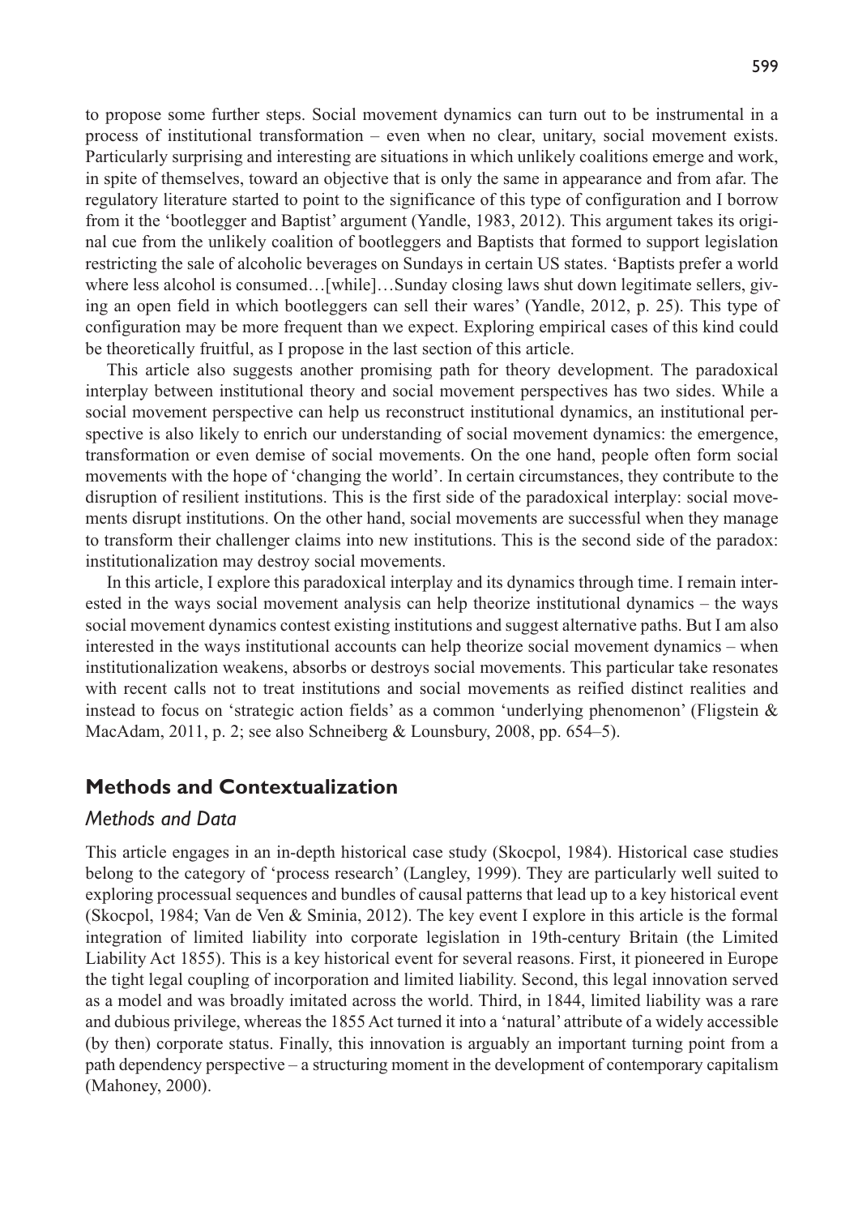to propose some further steps. Social movement dynamics can turn out to be instrumental in a process of institutional transformation – even when no clear, unitary, social movement exists. Particularly surprising and interesting are situations in which unlikely coalitions emerge and work, in spite of themselves, toward an objective that is only the same in appearance and from afar. The regulatory literature started to point to the significance of this type of configuration and I borrow from it the 'bootlegger and Baptist' argument (Yandle, 1983, 2012). This argument takes its original cue from the unlikely coalition of bootleggers and Baptists that formed to support legislation restricting the sale of alcoholic beverages on Sundays in certain US states. 'Baptists prefer a world where less alcohol is consumed…[while]…Sunday closing laws shut down legitimate sellers, giving an open field in which bootleggers can sell their wares' (Yandle, 2012, p. 25). This type of configuration may be more frequent than we expect. Exploring empirical cases of this kind could be theoretically fruitful, as I propose in the last section of this article.

This article also suggests another promising path for theory development. The paradoxical interplay between institutional theory and social movement perspectives has two sides. While a social movement perspective can help us reconstruct institutional dynamics, an institutional perspective is also likely to enrich our understanding of social movement dynamics: the emergence, transformation or even demise of social movements. On the one hand, people often form social movements with the hope of 'changing the world'. In certain circumstances, they contribute to the disruption of resilient institutions. This is the first side of the paradoxical interplay: social movements disrupt institutions. On the other hand, social movements are successful when they manage to transform their challenger claims into new institutions. This is the second side of the paradox: institutionalization may destroy social movements.

In this article, I explore this paradoxical interplay and its dynamics through time. I remain interested in the ways social movement analysis can help theorize institutional dynamics – the ways social movement dynamics contest existing institutions and suggest alternative paths. But I am also interested in the ways institutional accounts can help theorize social movement dynamics – when institutionalization weakens, absorbs or destroys social movements. This particular take resonates with recent calls not to treat institutions and social movements as reified distinct realities and instead to focus on 'strategic action fields' as a common 'underlying phenomenon' (Fligstein & MacAdam, 2011, p. 2; see also Schneiberg & Lounsbury, 2008, pp. 654–5).

## Methods and Contextualization

### *Methods and Data*

This article engages in an in-depth historical case study (Skocpol, 1984). Historical case studies belong to the category of 'process research' (Langley, 1999). They are particularly well suited to exploring processual sequences and bundles of causal patterns that lead up to a key historical event (Skocpol, 1984; Van de Ven & Sminia, 2012). The key event I explore in this article is the formal integration of limited liability into corporate legislation in 19th-century Britain (the Limited Liability Act 1855). This is a key historical event for several reasons. First, it pioneered in Europe the tight legal coupling of incorporation and limited liability. Second, this legal innovation served as a model and was broadly imitated across the world. Third, in 1844, limited liability was a rare and dubious privilege, whereas the 1855 Act turned it into a 'natural' attribute of a widely accessible (by then) corporate status. Finally, this innovation is arguably an important turning point from a path dependency perspective – a structuring moment in the development of contemporary capitalism (Mahoney, 2000).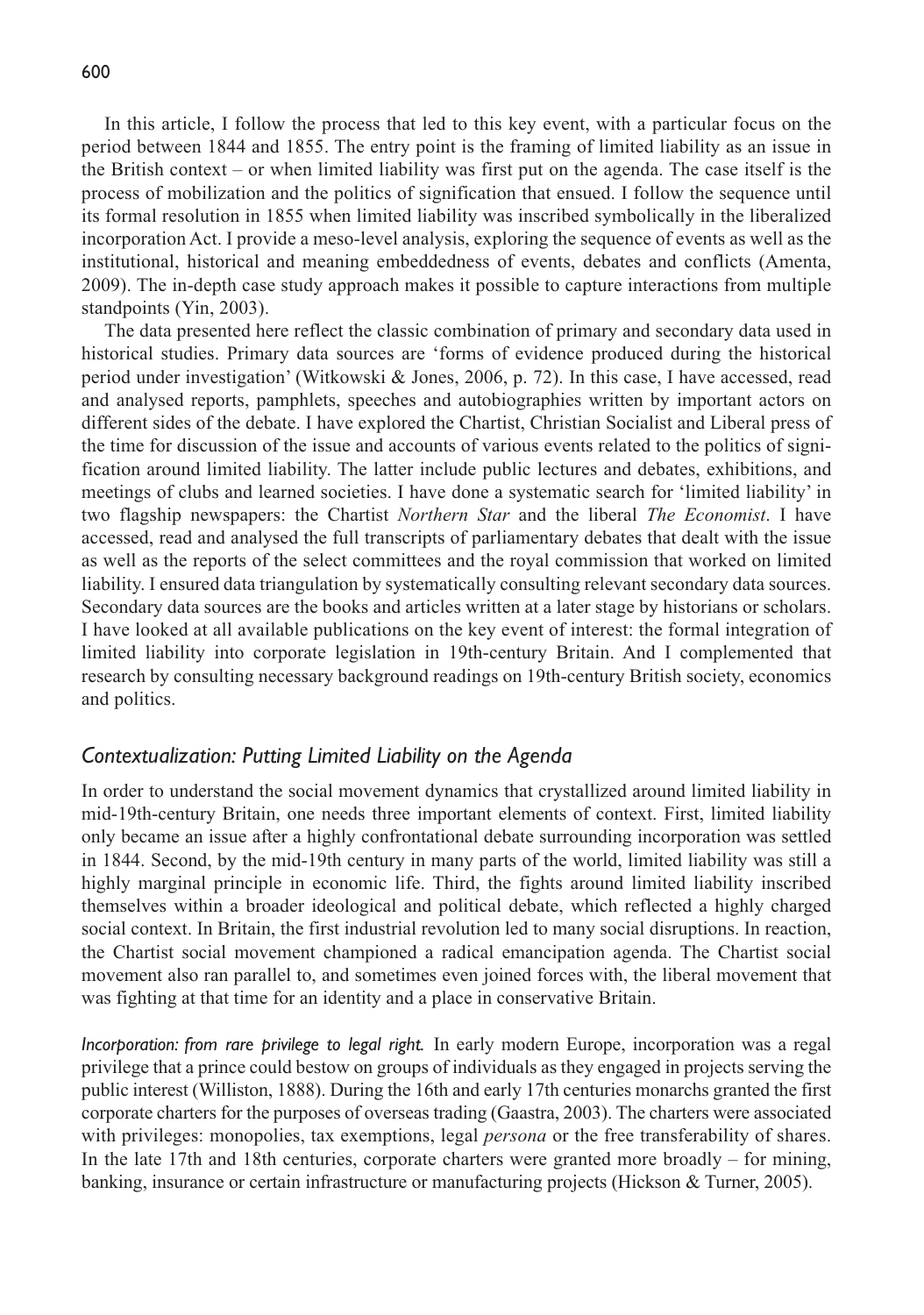In this article, I follow the process that led to this key event, with a particular focus on the period between 1844 and 1855. The entry point is the framing of limited liability as an issue in the British context – or when limited liability was first put on the agenda. The case itself is the process of mobilization and the politics of signification that ensued. I follow the sequence until its formal resolution in 1855 when limited liability was inscribed symbolically in the liberalized incorporation Act. I provide a meso-level analysis, exploring the sequence of events as well as the institutional, historical and meaning embeddedness of events, debates and conflicts (Amenta, 2009). The in-depth case study approach makes it possible to capture interactions from multiple standpoints (Yin, 2003).

The data presented here reflect the classic combination of primary and secondary data used in historical studies. Primary data sources are 'forms of evidence produced during the historical period under investigation' (Witkowski & Jones, 2006, p. 72). In this case, I have accessed, read and analysed reports, pamphlets, speeches and autobiographies written by important actors on different sides of the debate. I have explored the Chartist, Christian Socialist and Liberal press of the time for discussion of the issue and accounts of various events related to the politics of signification around limited liability. The latter include public lectures and debates, exhibitions, and meetings of clubs and learned societies. I have done a systematic search for 'limited liability' in two flagship newspapers: the Chartist *Northern Star* and the liberal *The Economist*. I have accessed, read and analysed the full transcripts of parliamentary debates that dealt with the issue as well as the reports of the select committees and the royal commission that worked on limited liability. I ensured data triangulation by systematically consulting relevant secondary data sources. Secondary data sources are the books and articles written at a later stage by historians or scholars. I have looked at all available publications on the key event of interest: the formal integration of limited liability into corporate legislation in 19th-century Britain. And I complemented that research by consulting necessary background readings on 19th-century British society, economics and politics.

## *Contextualization: Putting Limited Liability on the Agenda*

In order to understand the social movement dynamics that crystallized around limited liability in mid-19th-century Britain, one needs three important elements of context. First, limited liability only became an issue after a highly confrontational debate surrounding incorporation was settled in 1844. Second, by the mid-19th century in many parts of the world, limited liability was still a highly marginal principle in economic life. Third, the fights around limited liability inscribed themselves within a broader ideological and political debate, which reflected a highly charged social context. In Britain, the first industrial revolution led to many social disruptions. In reaction, the Chartist social movement championed a radical emancipation agenda. The Chartist social movement also ran parallel to, and sometimes even joined forces with, the liberal movement that was fighting at that time for an identity and a place in conservative Britain.

*Incorporation: from rare privilege to legal right.* In early modern Europe, incorporation was a regal privilege that a prince could bestow on groups of individuals as they engaged in projects serving the public interest (Williston, 1888). During the 16th and early 17th centuries monarchs granted the first corporate charters for the purposes of overseas trading (Gaastra, 2003). The charters were associated with privileges: monopolies, tax exemptions, legal *persona* or the free transferability of shares. In the late 17th and 18th centuries, corporate charters were granted more broadly – for mining, banking, insurance or certain infrastructure or manufacturing projects (Hickson & Turner, 2005).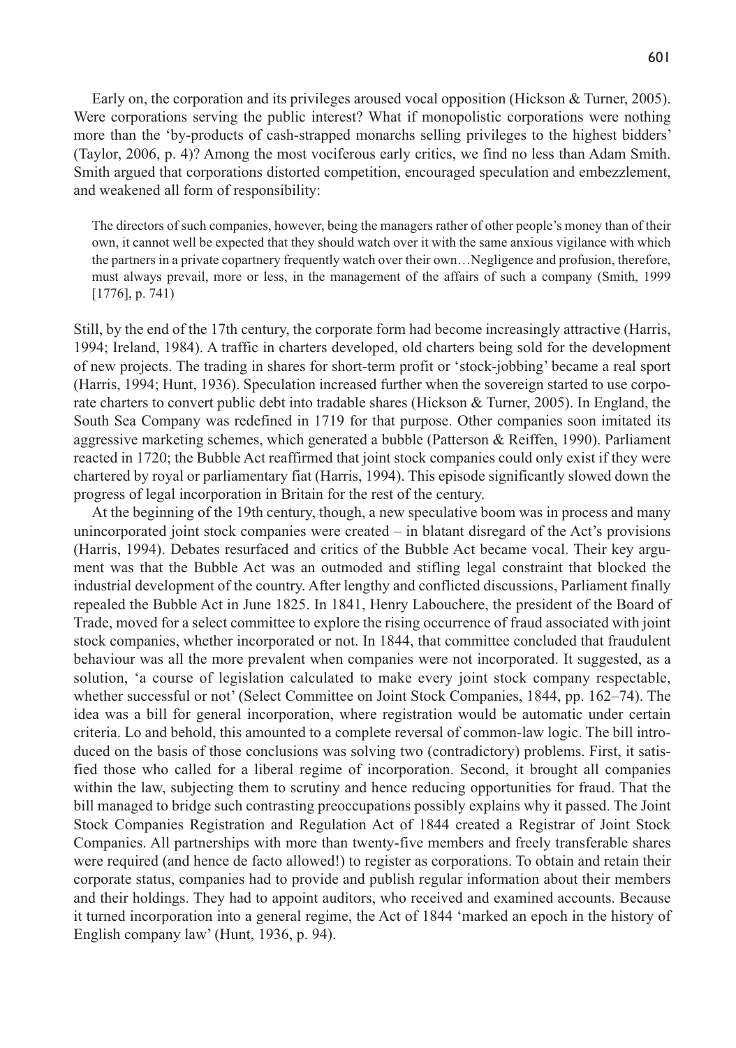Early on, the corporation and its privileges aroused vocal opposition (Hickson & Turner, 2005). Were corporations serving the public interest? What if monopolistic corporations were nothing more than the 'by-products of cash-strapped monarchs selling privileges to the highest bidders' (Taylor, 2006, p. 4)? Among the most vociferous early critics, we find no less than Adam Smith. Smith argued that corporations distorted competition, encouraged speculation and embezzlement, and weakened all form of responsibility:

> The directors of such companies, however, being the managers rather of other people's money than of their own, it cannot well be expected that they should watch over it with the same anxious vigilance with which the partners in a private copartnery frequently watch over their own…Negligence and profusion, therefore, must always prevail, more or less, in the management of the affairs of such a company (Smith, 1999 [1776], p. 741)

Still, by the end of the 17th century, the corporate form had become increasingly attractive (Harris, 1994; Ireland, 1984). A traffic in charters developed, old charters being sold for the development of new projects. The trading in shares for short-term profit or 'stock-jobbing' became a real sport (Harris, 1994; Hunt, 1936). Speculation increased further when the sovereign started to use corporate charters to convert public debt into tradable shares (Hickson & Turner, 2005). In England, the South Sea Company was redefined in 1719 for that purpose. Other companies soon imitated its aggressive marketing schemes, which generated a bubble (Patterson & Reiffen, 1990). Parliament reacted in 1720; the Bubble Act reaffirmed that joint stock companies could only exist if they were chartered by royal or parliamentary fiat (Harris, 1994). This episode significantly slowed down the progress of legal incorporation in Britain for the rest of the century.

At the beginning of the 19th century, though, a new speculative boom was in process and many unincorporated joint stock companies were created – in blatant disregard of the Act's provisions (Harris, 1994). Debates resurfaced and critics of the Bubble Act became vocal. Their key argument was that the Bubble Act was an outmoded and stifling legal constraint that blocked the industrial development of the country. After lengthy and conflicted discussions, Parliament finally repealed the Bubble Act in June 1825. In 1841, Henry Labouchere, the president of the Board of Trade, moved for a select committee to explore the rising occurrence of fraud associated with joint stock companies, whether incorporated or not. In 1844, that committee concluded that fraudulent behaviour was all the more prevalent when companies were not incorporated. It suggested, as a solution, 'a course of legislation calculated to make every joint stock company respectable, whether successful or not' (Select Committee on Joint Stock Companies, 1844, pp. 162–74). The idea was a bill for general incorporation, where registration would be automatic under certain criteria. Lo and behold, this amounted to a complete reversal of common-law logic. The bill introduced on the basis of those conclusions was solving two (contradictory) problems. First, it satisfied those who called for a liberal regime of incorporation. Second, it brought all companies within the law, subjecting them to scrutiny and hence reducing opportunities for fraud. That the bill managed to bridge such contrasting preoccupations possibly explains why it passed. The Joint Stock Companies Registration and Regulation Act of 1844 created a Registrar of Joint Stock Companies. All partnerships with more than twenty-five members and freely transferable shares were required (and hence de facto allowed!) to register as corporations. To obtain and retain their corporate status, companies had to provide and publish regular information about their members and their holdings. They had to appoint auditors, who received and examined accounts. Because it turned incorporation into a general regime, the Act of 1844 'marked an epoch in the history of English company law' (Hunt, 1936, p. 94).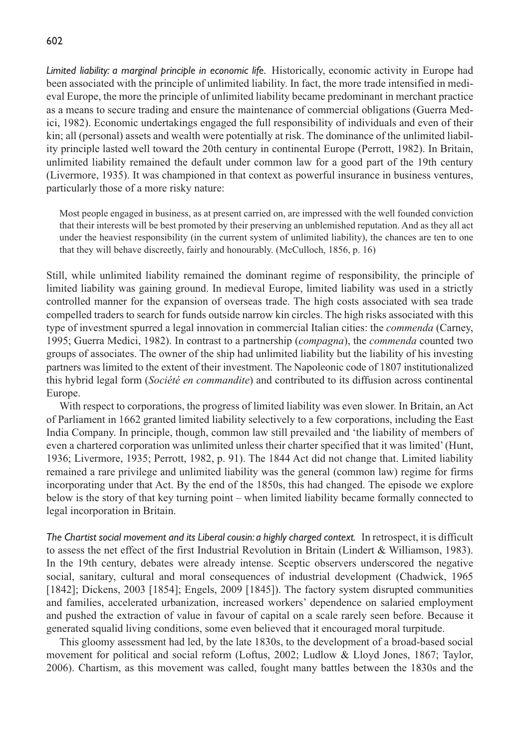*Limited liability: a marginal principle in economic life.* Historically, economic activity in Europe had been associated with the principle of unlimited liability. In fact, the more trade intensified in medieval Europe, the more the principle of unlimited liability became predominant in merchant practice as a means to secure trading and ensure the maintenance of commercial obligations (Guerra Medici, 1982). Economic undertakings engaged the full responsibility of individuals and even of their kin; all (personal) assets and wealth were potentially at risk. The dominance of the unlimited liability principle lasted well toward the 20th century in continental Europe (Perrott, 1982). In Britain, unlimited liability remained the default under common law for a good part of the 19th century (Livermore, 1935). It was championed in that context as powerful insurance in business ventures, particularly those of a more risky nature:

> Most people engaged in business, as at present carried on, are impressed with the well founded conviction that their interests will be best promoted by their preserving an unblemished reputation. And as they all act under the heaviest responsibility (in the current system of unlimited liability), the chances are ten to one that they will behave discreetly, fairly and honourably. (McCulloch, 1856, p. 16)

Still, while unlimited liability remained the dominant regime of responsibility, the principle of limited liability was gaining ground. In medieval Europe, limited liability was used in a strictly controlled manner for the expansion of overseas trade. The high costs associated with sea trade compelled traders to search for funds outside narrow kin circles. The high risks associated with this type of investment spurred a legal innovation in commercial Italian cities: the *commenda* (Carney, 1995; Guerra Medici, 1982). In contrast to a partnership (*compagna*), the *commenda* counted two groups of associates. The owner of the ship had unlimited liability but the liability of his investing partners was limited to the extent of their investment. The Napoleonic code of 1807 institutionalized this hybrid legal form (*Société en commandite*) and contributed to its diffusion across continental Europe.

With respect to corporations, the progress of limited liability was even slower. In Britain, an Act of Parliament in 1662 granted limited liability selectively to a few corporations, including the East India Company. In principle, though, common law still prevailed and 'the liability of members of even a chartered corporation was unlimited unless their charter specified that it was limited' (Hunt, 1936; Livermore, 1935; Perrott, 1982, p. 91). The 1844 Act did not change that. Limited liability remained a rare privilege and unlimited liability was the general (common law) regime for firms incorporating under that Act. By the end of the 1850s, this had changed. The episode we explore below is the story of that key turning point – when limited liability became formally connected to legal incorporation in Britain.

*The Chartist social movement and its Liberal cousin: a highly charged context.* In retrospect, it is difficult to assess the net effect of the first Industrial Revolution in Britain (Lindert & Williamson, 1983). In the 19th century, debates were already intense. Sceptic observers underscored the negative social, sanitary, cultural and moral consequences of industrial development (Chadwick, 1965 [1842]; Dickens, 2003 [1854]; Engels, 2009 [1845]). The factory system disrupted communities and families, accelerated urbanization, increased workers' dependence on salaried employment and pushed the extraction of value in favour of capital on a scale rarely seen before. Because it generated squalid living conditions, some even believed that it encouraged moral turpitude.

This gloomy assessment had led, by the late 1830s, to the development of a broad-based social movement for political and social reform (Loftus, 2002; Ludlow & Lloyd Jones, 1867; Taylor, 2006). Chartism, as this movement was called, fought many battles between the 1830s and the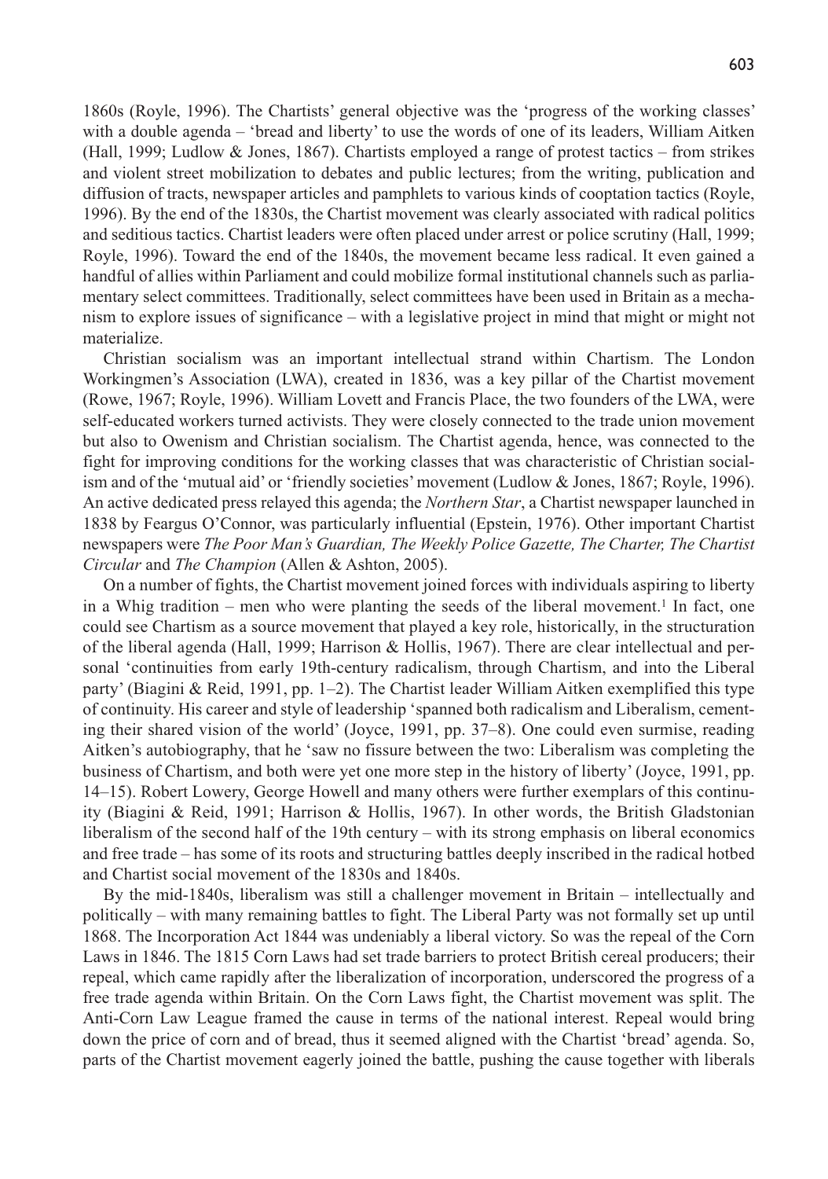1860s (Royle, 1996). The Chartists' general objective was the 'progress of the working classes' with a double agenda – 'bread and liberty' to use the words of one of its leaders, William Aitken (Hall, 1999; Ludlow & Jones, 1867). Chartists employed a range of protest tactics – from strikes and violent street mobilization to debates and public lectures; from the writing, publication and diffusion of tracts, newspaper articles and pamphlets to various kinds of cooptation tactics (Royle, 1996). By the end of the 1830s, the Chartist movement was clearly associated with radical politics and seditious tactics. Chartist leaders were often placed under arrest or police scrutiny (Hall, 1999; Royle, 1996). Toward the end of the 1840s, the movement became less radical. It even gained a handful of allies within Parliament and could mobilize formal institutional channels such as parliamentary select committees. Traditionally, select committees have been used in Britain as a mechanism to explore issues of significance – with a legislative project in mind that might or might not materialize.

Christian socialism was an important intellectual strand within Chartism. The London Workingmen's Association (LWA), created in 1836, was a key pillar of the Chartist movement (Rowe, 1967; Royle, 1996). William Lovett and Francis Place, the two founders of the LWA, were self-educated workers turned activists. They were closely connected to the trade union movement but also to Owenism and Christian socialism. The Chartist agenda, hence, was connected to the fight for improving conditions for the working classes that was characteristic of Christian socialism and of the 'mutual aid' or 'friendly societies' movement (Ludlow & Jones, 1867; Royle, 1996). An active dedicated press relayed this agenda; the *Northern Star*, a Chartist newspaper launched in 1838 by Feargus O'Connor, was particularly influential (Epstein, 1976). Other important Chartist newspapers were *The Poor Man's Guardian, The Weekly Police Gazette, The Charter, The Chartist Circular* and *The Champion* (Allen & Ashton, 2005).

On a number of fights, the Chartist movement joined forces with individuals aspiring to liberty in a Whig tradition – men who were planting the seeds of the liberal movement.[1] In fact, one could see Chartism as a source movement that played a key role, historically, in the structuration of the liberal agenda (Hall, 1999; Harrison & Hollis, 1967). There are clear intellectual and personal 'continuities from early 19th-century radicalism, through Chartism, and into the Liberal party' (Biagini & Reid, 1991, pp. 1–2). The Chartist leader William Aitken exemplified this type of continuity. His career and style of leadership 'spanned both radicalism and Liberalism, cementing their shared vision of the world' (Joyce, 1991, pp. 37–8). One could even surmise, reading Aitken's autobiography, that he 'saw no fissure between the two: Liberalism was completing the business of Chartism, and both were yet one more step in the history of liberty' (Joyce, 1991, pp. 14–15). Robert Lowery, George Howell and many others were further exemplars of this continuity (Biagini & Reid, 1991; Harrison & Hollis, 1967). In other words, the British Gladstonian liberalism of the second half of the 19th century – with its strong emphasis on liberal economics and free trade – has some of its roots and structuring battles deeply inscribed in the radical hotbed and Chartist social movement of the 1830s and 1840s.

By the mid-1840s, liberalism was still a challenger movement in Britain – intellectually and politically – with many remaining battles to fight. The Liberal Party was not formally set up until 1868. The Incorporation Act 1844 was undeniably a liberal victory. So was the repeal of the Corn Laws in 1846. The 1815 Corn Laws had set trade barriers to protect British cereal producers; their repeal, which came rapidly after the liberalization of incorporation, underscored the progress of a free trade agenda within Britain. On the Corn Laws fight, the Chartist movement was split. The Anti-Corn Law League framed the cause in terms of the national interest. Repeal would bring down the price of corn and of bread, thus it seemed aligned with the Chartist 'bread' agenda. So, parts of the Chartist movement eagerly joined the battle, pushing the cause together with liberals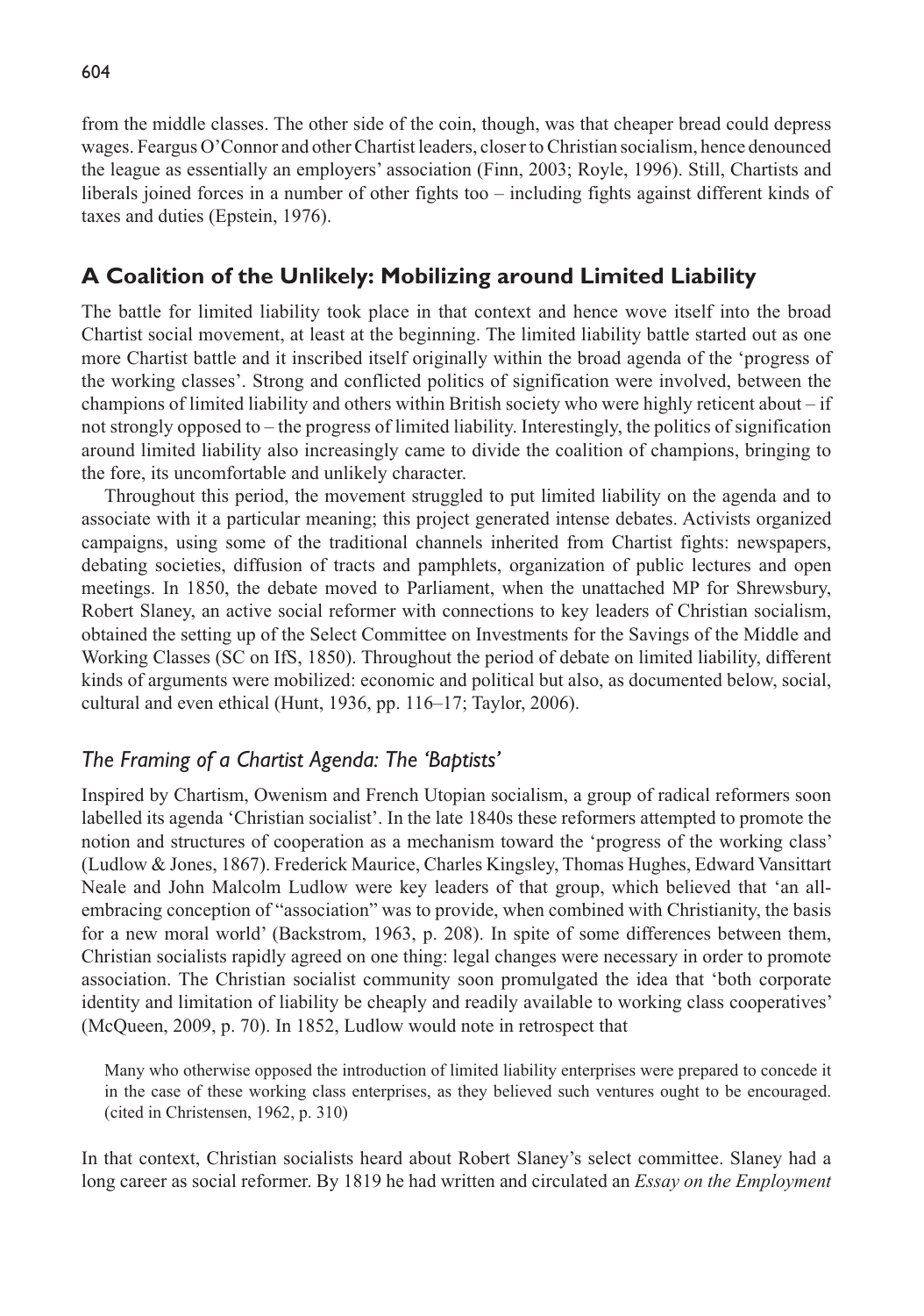from the middle classes. The other side of the coin, though, was that cheaper bread could depress wages. Feargus O'Connor and other Chartist leaders, closer to Christian socialism, hence denounced the league as essentially an employers' association (Finn, 2003; Royle, 1996). Still, Chartists and liberals joined forces in a number of other fights too – including fights against different kinds of taxes and duties (Epstein, 1976).

## A Coalition of the Unlikely: Mobilizing around Limited Liability

The battle for limited liability took place in that context and hence wove itself into the broad Chartist social movement, at least at the beginning. The limited liability battle started out as one more Chartist battle and it inscribed itself originally within the broad agenda of the 'progress of the working classes'. Strong and conflicted politics of signification were involved, between the champions of limited liability and others within British society who were highly reticent about – if not strongly opposed to – the progress of limited liability. Interestingly, the politics of signification around limited liability also increasingly came to divide the coalition of champions, bringing to the fore, its uncomfortable and unlikely character.

Throughout this period, the movement struggled to put limited liability on the agenda and to associate with it a particular meaning; this project generated intense debates. Activists organized campaigns, using some of the traditional channels inherited from Chartist fights: newspapers, debating societies, diffusion of tracts and pamphlets, organization of public lectures and open meetings. In 1850, the debate moved to Parliament, when the unattached MP for Shrewsbury, Robert Slaney, an active social reformer with connections to key leaders of Christian socialism, obtained the setting up of the Select Committee on Investments for the Savings of the Middle and Working Classes (SC on IfS, 1850). Throughout the period of debate on limited liability, different kinds of arguments were mobilized: economic and political but also, as documented below, social, cultural and even ethical (Hunt, 1936, pp. 116–17; Taylor, 2006).

### *The Framing of a Chartist Agenda: The 'Baptists'*

Inspired by Chartism, Owenism and French Utopian socialism, a group of radical reformers soon labelled its agenda 'Christian socialist'. In the late 1840s these reformers attempted to promote the notion and structures of cooperation as a mechanism toward the 'progress of the working class' (Ludlow & Jones, 1867). Frederick Maurice, Charles Kingsley, Thomas Hughes, Edward Vansittart Neale and John Malcolm Ludlow were key leaders of that group, which believed that 'an all-embracing conception of "association" was to provide, when combined with Christianity, the basis for a new moral world' (Backstrom, 1963, p. 208). In spite of some differences between them, Christian socialists rapidly agreed on one thing: legal changes were necessary in order to promote association. The Christian socialist community soon promulgated the idea that 'both corporate identity and limitation of liability be cheaply and readily available to working class cooperatives' (McQueen, 2009, p. 70). In 1852, Ludlow would note in retrospect that

> Many who otherwise opposed the introduction of limited liability enterprises were prepared to concede it in the case of these working class enterprises, as they believed such ventures ought to be encouraged. (cited in Christensen, 1962, p. 310)

In that context, Christian socialists heard about Robert Slaney's select committee. Slaney had a long career as social reformer. By 1819 he had written and circulated an *Essay on the Employment*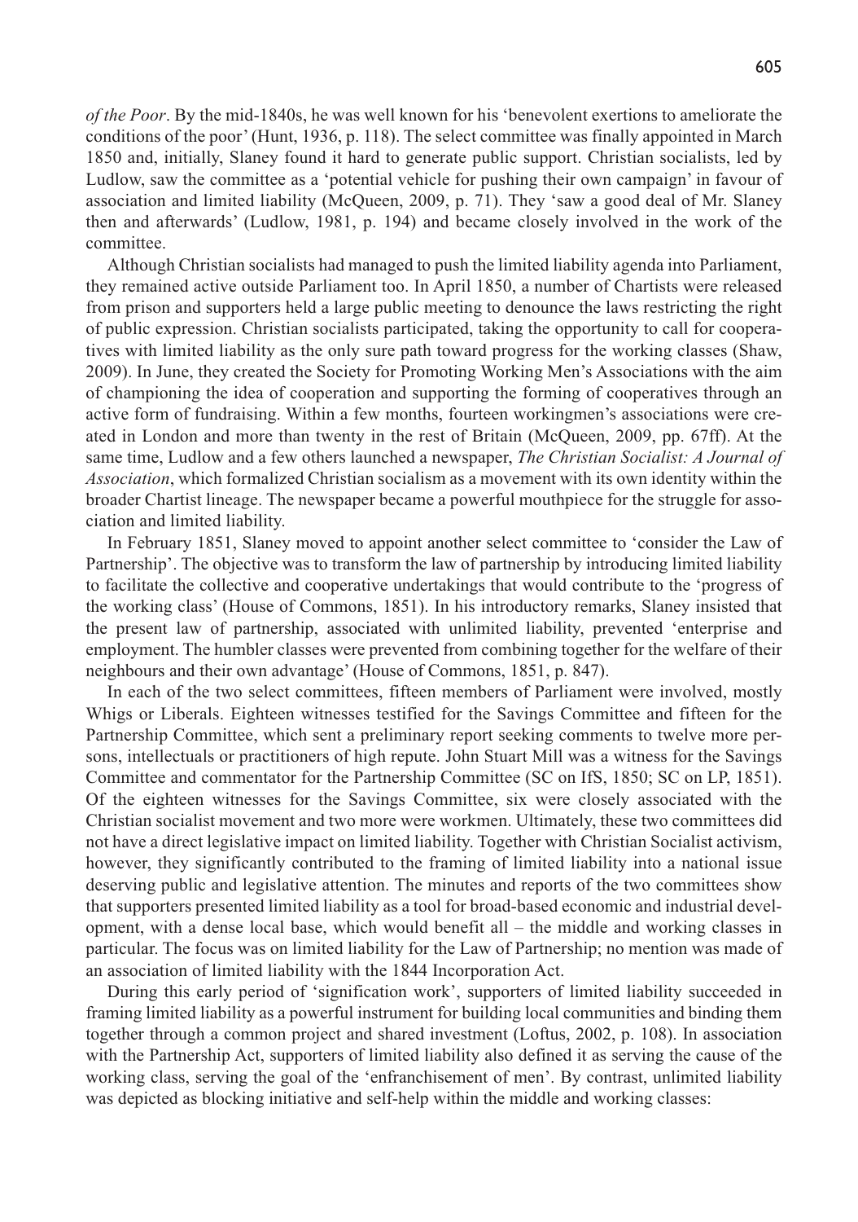*of the Poor*. By the mid-1840s, he was well known for his 'benevolent exertions to ameliorate the conditions of the poor' (Hunt, 1936, p. 118). The select committee was finally appointed in March 1850 and, initially, Slaney found it hard to generate public support. Christian socialists, led by Ludlow, saw the committee as a 'potential vehicle for pushing their own campaign' in favour of association and limited liability (McQueen, 2009, p. 71). They 'saw a good deal of Mr. Slaney then and afterwards' (Ludlow, 1981, p. 194) and became closely involved in the work of the committee.

Although Christian socialists had managed to push the limited liability agenda into Parliament, they remained active outside Parliament too. In April 1850, a number of Chartists were released from prison and supporters held a large public meeting to denounce the laws restricting the right of public expression. Christian socialists participated, taking the opportunity to call for cooperatives with limited liability as the only sure path toward progress for the working classes (Shaw, 2009). In June, they created the Society for Promoting Working Men's Associations with the aim of championing the idea of cooperation and supporting the forming of cooperatives through an active form of fundraising. Within a few months, fourteen workingmen's associations were created in London and more than twenty in the rest of Britain (McQueen, 2009, pp. 67ff). At the same time, Ludlow and a few others launched a newspaper, *The Christian Socialist: A Journal of Association*, which formalized Christian socialism as a movement with its own identity within the broader Chartist lineage. The newspaper became a powerful mouthpiece for the struggle for association and limited liability.

In February 1851, Slaney moved to appoint another select committee to 'consider the Law of Partnership'. The objective was to transform the law of partnership by introducing limited liability to facilitate the collective and cooperative undertakings that would contribute to the 'progress of the working class' (House of Commons, 1851). In his introductory remarks, Slaney insisted that the present law of partnership, associated with unlimited liability, prevented 'enterprise and employment. The humbler classes were prevented from combining together for the welfare of their neighbours and their own advantage' (House of Commons, 1851, p. 847).

In each of the two select committees, fifteen members of Parliament were involved, mostly Whigs or Liberals. Eighteen witnesses testified for the Savings Committee and fifteen for the Partnership Committee, which sent a preliminary report seeking comments to twelve more persons, intellectuals or practitioners of high repute. John Stuart Mill was a witness for the Savings Committee and commentator for the Partnership Committee (SC on IfS, 1850; SC on LP, 1851). Of the eighteen witnesses for the Savings Committee, six were closely associated with the Christian socialist movement and two more were workmen. Ultimately, these two committees did not have a direct legislative impact on limited liability. Together with Christian Socialist activism, however, they significantly contributed to the framing of limited liability into a national issue deserving public and legislative attention. The minutes and reports of the two committees show that supporters presented limited liability as a tool for broad-based economic and industrial development, with a dense local base, which would benefit all – the middle and working classes in particular. The focus was on limited liability for the Law of Partnership; no mention was made of an association of limited liability with the 1844 Incorporation Act.

During this early period of 'signification work', supporters of limited liability succeeded in framing limited liability as a powerful instrument for building local communities and binding them together through a common project and shared investment (Loftus, 2002, p. 108). In association with the Partnership Act, supporters of limited liability also defined it as serving the cause of the working class, serving the goal of the 'enfranchisement of men'. By contrast, unlimited liability was depicted as blocking initiative and self-help within the middle and working classes: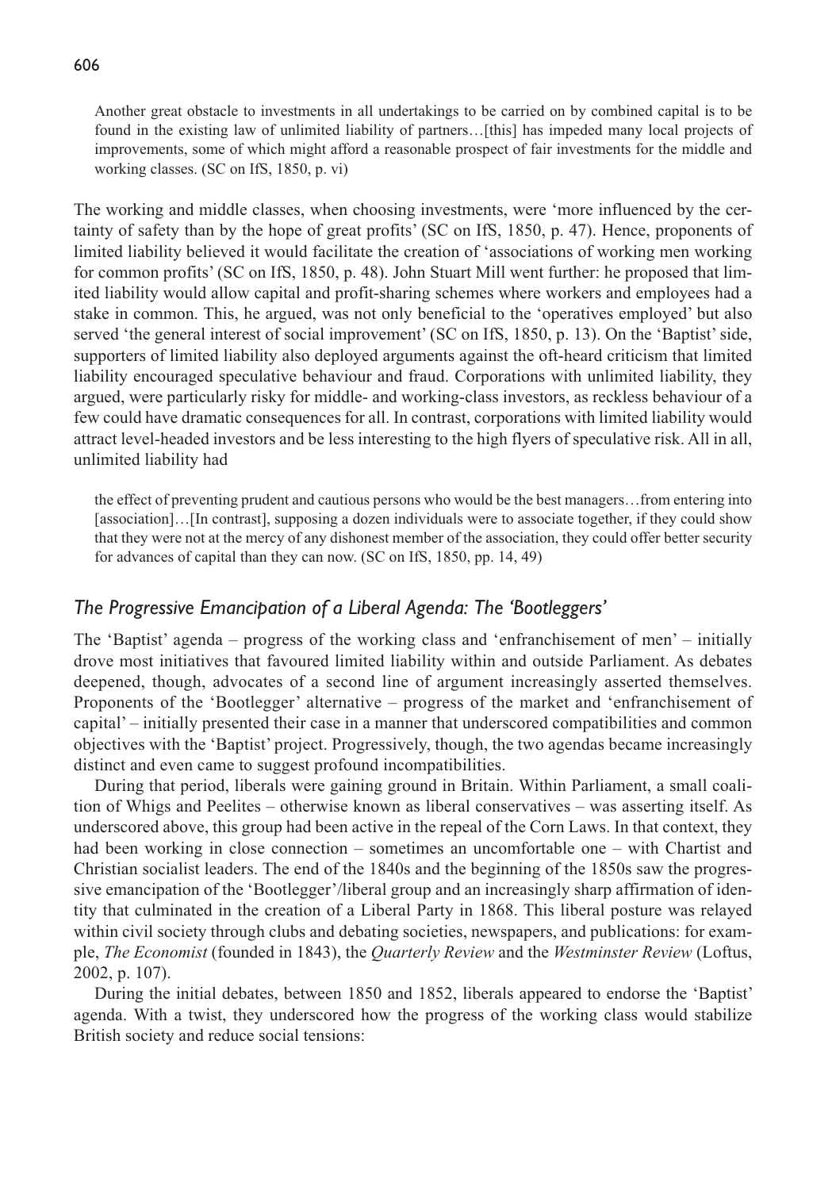> Another great obstacle to investments in all undertakings to be carried on by combined capital is to be found in the existing law of unlimited liability of partners…[this] has impeded many local projects of improvements, some of which might afford a reasonable prospect of fair investments for the middle and working classes. (SC on IfS, 1850, p. vi)

The working and middle classes, when choosing investments, were 'more influenced by the certainty of safety than by the hope of great profits' (SC on IfS, 1850, p. 47). Hence, proponents of limited liability believed it would facilitate the creation of 'associations of working men working for common profits' (SC on IfS, 1850, p. 48). John Stuart Mill went further: he proposed that limited liability would allow capital and profit-sharing schemes where workers and employees had a stake in common. This, he argued, was not only beneficial to the 'operatives employed' but also served 'the general interest of social improvement' (SC on IfS, 1850, p. 13). On the 'Baptist' side, supporters of limited liability also deployed arguments against the oft-heard criticism that limited liability encouraged speculative behaviour and fraud. Corporations with unlimited liability, they argued, were particularly risky for middle- and working-class investors, as reckless behaviour of a few could have dramatic consequences for all. In contrast, corporations with limited liability would attract level-headed investors and be less interesting to the high flyers of speculative risk. All in all, unlimited liability had

> the effect of preventing prudent and cautious persons who would be the best managers…from entering into [association]…[In contrast], supposing a dozen individuals were to associate together, if they could show that they were not at the mercy of any dishonest member of the association, they could offer better security for advances of capital than they can now. (SC on IfS, 1850, pp. 14, 49)

### *The Progressive Emancipation of a Liberal Agenda: The 'Bootleggers'*

The 'Baptist' agenda – progress of the working class and 'enfranchisement of men' – initially drove most initiatives that favoured limited liability within and outside Parliament. As debates deepened, though, advocates of a second line of argument increasingly asserted themselves. Proponents of the 'Bootlegger' alternative – progress of the market and 'enfranchisement of capital' – initially presented their case in a manner that underscored compatibilities and common objectives with the 'Baptist' project. Progressively, though, the two agendas became increasingly distinct and even came to suggest profound incompatibilities.

During that period, liberals were gaining ground in Britain. Within Parliament, a small coalition of Whigs and Peelites – otherwise known as liberal conservatives – was asserting itself. As underscored above, this group had been active in the repeal of the Corn Laws. In that context, they had been working in close connection – sometimes an uncomfortable one – with Chartist and Christian socialist leaders. The end of the 1840s and the beginning of the 1850s saw the progressive emancipation of the 'Bootlegger'/liberal group and an increasingly sharp affirmation of identity that culminated in the creation of a Liberal Party in 1868. This liberal posture was relayed within civil society through clubs and debating societies, newspapers, and publications: for example, *The Economist* (founded in 1843), the *Quarterly Review* and the *Westminster Review* (Loftus, 2002, p. 107).

During the initial debates, between 1850 and 1852, liberals appeared to endorse the 'Baptist' agenda. With a twist, they underscored how the progress of the working class would stabilize British society and reduce social tensions: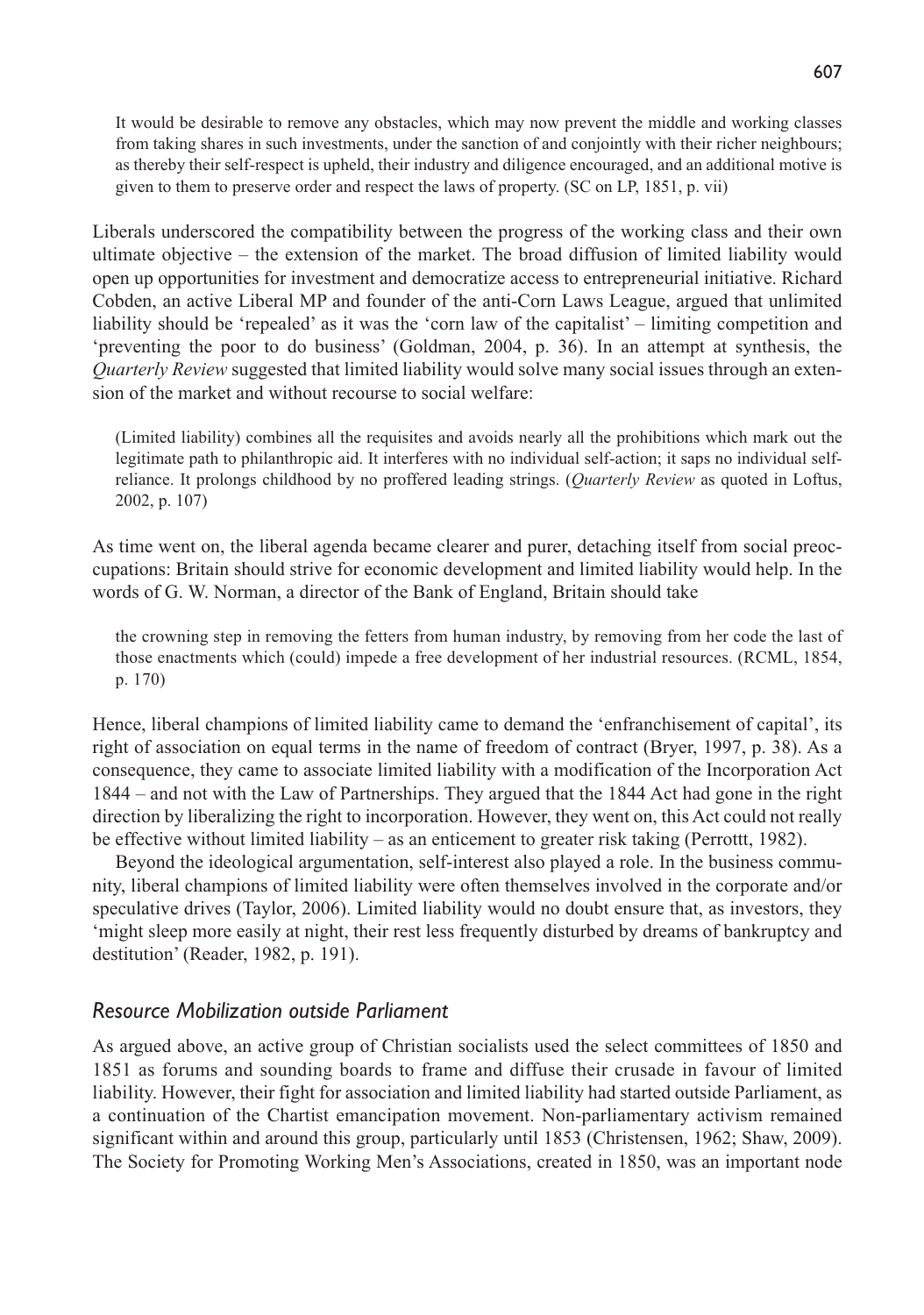> It would be desirable to remove any obstacles, which may now prevent the middle and working classes from taking shares in such investments, under the sanction of and conjointly with their richer neighbours; as thereby their self-respect is upheld, their industry and diligence encouraged, and an additional motive is given to them to preserve order and respect the laws of property. (SC on LP, 1851, p. vii)

Liberals underscored the compatibility between the progress of the working class and their own ultimate objective – the extension of the market. The broad diffusion of limited liability would open up opportunities for investment and democratize access to entrepreneurial initiative. Richard Cobden, an active Liberal MP and founder of the anti-Corn Laws League, argued that unlimited liability should be 'repealed' as it was the 'corn law of the capitalist' – limiting competition and 'preventing the poor to do business' (Goldman, 2004, p. 36). In an attempt at synthesis, the *Quarterly Review* suggested that limited liability would solve many social issues through an extension of the market and without recourse to social welfare:

> (Limited liability) combines all the requisites and avoids nearly all the prohibitions which mark out the legitimate path to philanthropic aid. It interferes with no individual self-action; it saps no individual self-reliance. It prolongs childhood by no proffered leading strings. (*Quarterly Review* as quoted in Loftus, 2002, p. 107)

As time went on, the liberal agenda became clearer and purer, detaching itself from social preoccupations: Britain should strive for economic development and limited liability would help. In the words of G. W. Norman, a director of the Bank of England, Britain should take

> the crowning step in removing the fetters from human industry, by removing from her code the last of those enactments which (could) impede a free development of her industrial resources. (RCML, 1854, p. 170)

Hence, liberal champions of limited liability came to demand the 'enfranchisement of capital', its right of association on equal terms in the name of freedom of contract (Bryer, 1997, p. 38). As a consequence, they came to associate limited liability with a modification of the Incorporation Act 1844 – and not with the Law of Partnerships. They argued that the 1844 Act had gone in the right direction by liberalizing the right to incorporation. However, they went on, this Act could not really be effective without limited liability – as an enticement to greater risk taking (Perrottt, 1982).

Beyond the ideological argumentation, self-interest also played a role. In the business community, liberal champions of limited liability were often themselves involved in the corporate and/or speculative drives (Taylor, 2006). Limited liability would no doubt ensure that, as investors, they 'might sleep more easily at night, their rest less frequently disturbed by dreams of bankruptcy and destitution' (Reader, 1982, p. 191).

### *Resource Mobilization outside Parliament*

As argued above, an active group of Christian socialists used the select committees of 1850 and 1851 as forums and sounding boards to frame and diffuse their crusade in favour of limited liability. However, their fight for association and limited liability had started outside Parliament, as a continuation of the Chartist emancipation movement. Non-parliamentary activism remained significant within and around this group, particularly until 1853 (Christensen, 1962; Shaw, 2009). The Society for Promoting Working Men's Associations, created in 1850, was an important node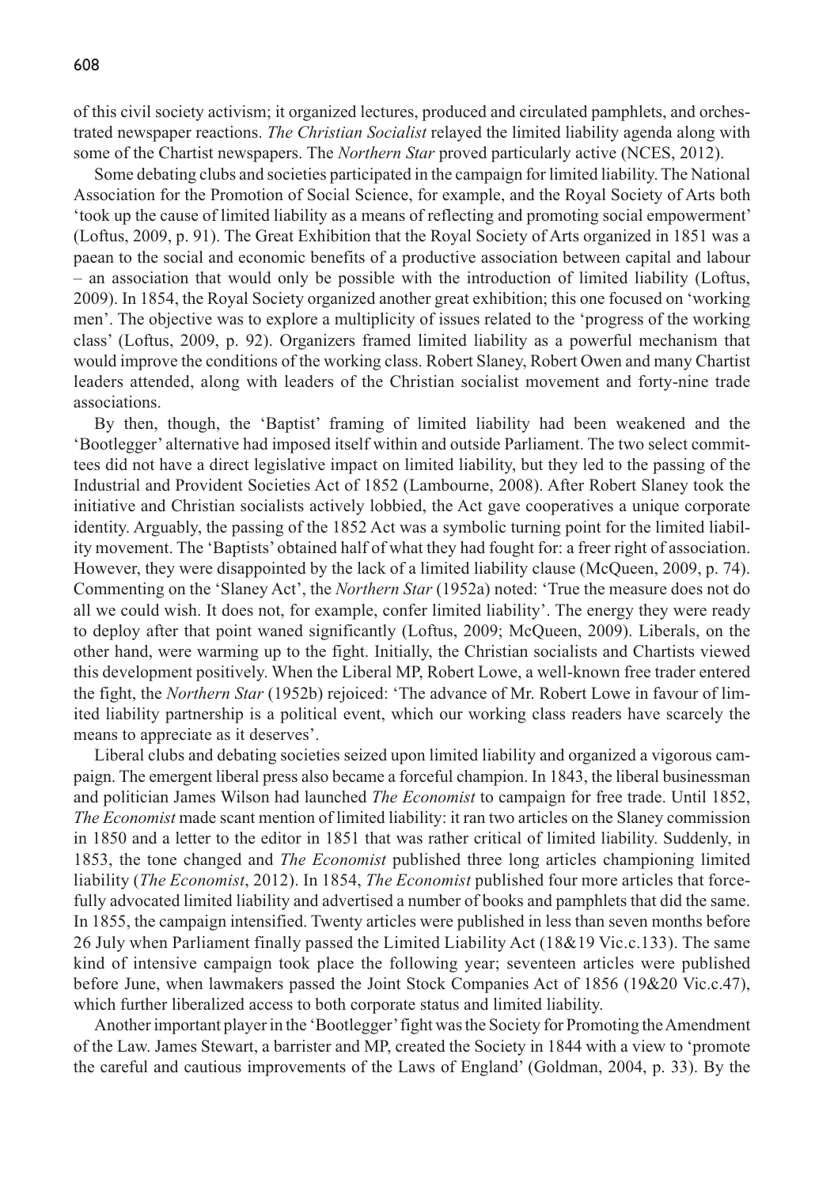of this civil society activism; it organized lectures, produced and circulated pamphlets, and orchestrated newspaper reactions. *The Christian Socialist* relayed the limited liability agenda along with some of the Chartist newspapers. The *Northern Star* proved particularly active (NCES, 2012).

Some debating clubs and societies participated in the campaign for limited liability. The National Association for the Promotion of Social Science, for example, and the Royal Society of Arts both 'took up the cause of limited liability as a means of reflecting and promoting social empowerment' (Loftus, 2009, p. 91). The Great Exhibition that the Royal Society of Arts organized in 1851 was a paean to the social and economic benefits of a productive association between capital and labour – an association that would only be possible with the introduction of limited liability (Loftus, 2009). In 1854, the Royal Society organized another great exhibition; this one focused on 'working men'. The objective was to explore a multiplicity of issues related to the 'progress of the working class' (Loftus, 2009, p. 92). Organizers framed limited liability as a powerful mechanism that would improve the conditions of the working class. Robert Slaney, Robert Owen and many Chartist leaders attended, along with leaders of the Christian socialist movement and forty-nine trade associations.

By then, though, the 'Baptist' framing of limited liability had been weakened and the 'Bootlegger' alternative had imposed itself within and outside Parliament. The two select committees did not have a direct legislative impact on limited liability, but they led to the passing of the Industrial and Provident Societies Act of 1852 (Lambourne, 2008). After Robert Slaney took the initiative and Christian socialists actively lobbied, the Act gave cooperatives a unique corporate identity. Arguably, the passing of the 1852 Act was a symbolic turning point for the limited liability movement. The 'Baptists' obtained half of what they had fought for: a freer right of association. However, they were disappointed by the lack of a limited liability clause (McQueen, 2009, p. 74). Commenting on the 'Slaney Act', the *Northern Star* (1952a) noted: 'True the measure does not do all we could wish. It does not, for example, confer limited liability'. The energy they were ready to deploy after that point waned significantly (Loftus, 2009; McQueen, 2009). Liberals, on the other hand, were warming up to the fight. Initially, the Christian socialists and Chartists viewed this development positively. When the Liberal MP, Robert Lowe, a well-known free trader entered the fight, the *Northern Star* (1952b) rejoiced: 'The advance of Mr. Robert Lowe in favour of limited liability partnership is a political event, which our working class readers have scarcely the means to appreciate as it deserves'.

Liberal clubs and debating societies seized upon limited liability and organized a vigorous campaign. The emergent liberal press also became a forceful champion. In 1843, the liberal businessman and politician James Wilson had launched *The Economist* to campaign for free trade. Until 1852, *The Economist* made scant mention of limited liability: it ran two articles on the Slaney commission in 1850 and a letter to the editor in 1851 that was rather critical of limited liability. Suddenly, in 1853, the tone changed and *The Economist* published three long articles championing limited liability (*The Economist*, 2012). In 1854, *The Economist* published four more articles that forcefully advocated limited liability and advertised a number of books and pamphlets that did the same. In 1855, the campaign intensified. Twenty articles were published in less than seven months before 26 July when Parliament finally passed the Limited Liability Act (18&19 Vic.c.133). The same kind of intensive campaign took place the following year; seventeen articles were published before June, when lawmakers passed the Joint Stock Companies Act of 1856 (19&20 Vic.c.47), which further liberalized access to both corporate status and limited liability.

Another important player in the 'Bootlegger' fight was the Society for Promoting the Amendment of the Law. James Stewart, a barrister and MP, created the Society in 1844 with a view to 'promote the careful and cautious improvements of the Laws of England' (Goldman, 2004, p. 33). By the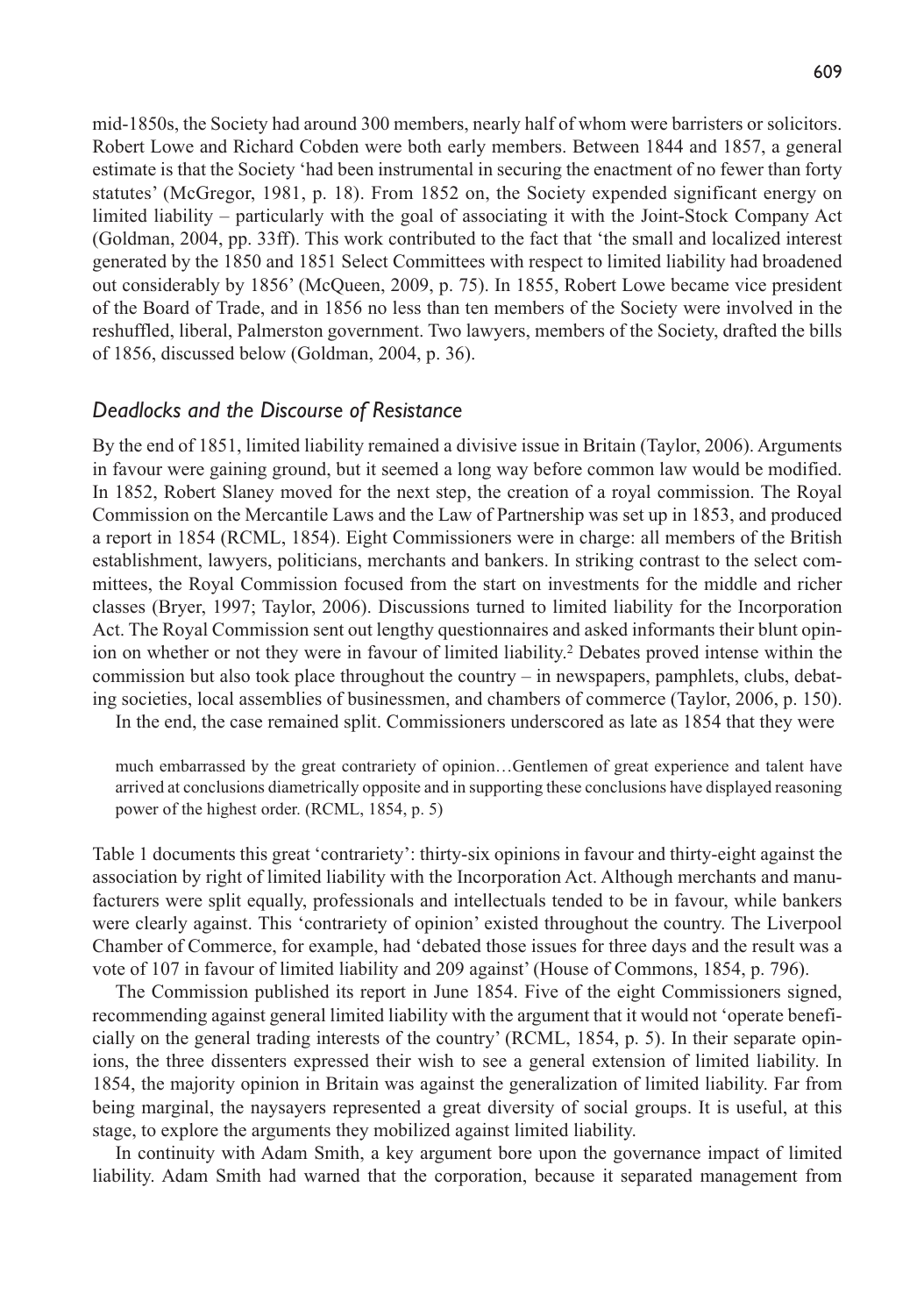mid-1850s, the Society had around 300 members, nearly half of whom were barristers or solicitors. Robert Lowe and Richard Cobden were both early members. Between 1844 and 1857, a general estimate is that the Society 'had been instrumental in securing the enactment of no fewer than forty statutes' (McGregor, 1981, p. 18). From 1852 on, the Society expended significant energy on limited liability – particularly with the goal of associating it with the Joint-Stock Company Act (Goldman, 2004, pp. 33ff). This work contributed to the fact that 'the small and localized interest generated by the 1850 and 1851 Select Committees with respect to limited liability had broadened out considerably by 1856' (McQueen, 2009, p. 75). In 1855, Robert Lowe became vice president of the Board of Trade, and in 1856 no less than ten members of the Society were involved in the reshuffled, liberal, Palmerston government. Two lawyers, members of the Society, drafted the bills of 1856, discussed below (Goldman, 2004, p. 36).

## *Deadlocks and the Discourse of Resistance*

By the end of 1851, limited liability remained a divisive issue in Britain (Taylor, 2006). Arguments in favour were gaining ground, but it seemed a long way before common law would be modified. In 1852, Robert Slaney moved for the next step, the creation of a royal commission. The Royal Commission on the Mercantile Laws and the Law of Partnership was set up in 1853, and produced a report in 1854 (RCML, 1854). Eight Commissioners were in charge: all members of the British establishment, lawyers, politicians, merchants and bankers. In striking contrast to the select committees, the Royal Commission focused from the start on investments for the middle and richer classes (Bryer, 1997; Taylor, 2006). Discussions turned to limited liability for the Incorporation Act. The Royal Commission sent out lengthy questionnaires and asked informants their blunt opinion on whether or not they were in favour of limited liability.[2] Debates proved intense within the commission but also took place throughout the country – in newspapers, pamphlets, clubs, debating societies, local assemblies of businessmen, and chambers of commerce (Taylor, 2006, p. 150).

In the end, the case remained split. Commissioners underscored as late as 1854 that they were

> much embarrassed by the great contrariety of opinion…Gentlemen of great experience and talent have arrived at conclusions diametrically opposite and in supporting these conclusions have displayed reasoning power of the highest order. (RCML, 1854, p. 5)

Table 1 documents this great 'contrariety': thirty-six opinions in favour and thirty-eight against the association by right of limited liability with the Incorporation Act. Although merchants and manufacturers were split equally, professionals and intellectuals tended to be in favour, while bankers were clearly against. This 'contrariety of opinion' existed throughout the country. The Liverpool Chamber of Commerce, for example, had 'debated those issues for three days and the result was a vote of 107 in favour of limited liability and 209 against' (House of Commons, 1854, p. 796).

The Commission published its report in June 1854. Five of the eight Commissioners signed, recommending against general limited liability with the argument that it would not 'operate beneficially on the general trading interests of the country' (RCML, 1854, p. 5). In their separate opinions, the three dissenters expressed their wish to see a general extension of limited liability. In 1854, the majority opinion in Britain was against the generalization of limited liability. Far from being marginal, the naysayers represented a great diversity of social groups. It is useful, at this stage, to explore the arguments they mobilized against limited liability.

In continuity with Adam Smith, a key argument bore upon the governance impact of limited liability. Adam Smith had warned that the corporation, because it separated management from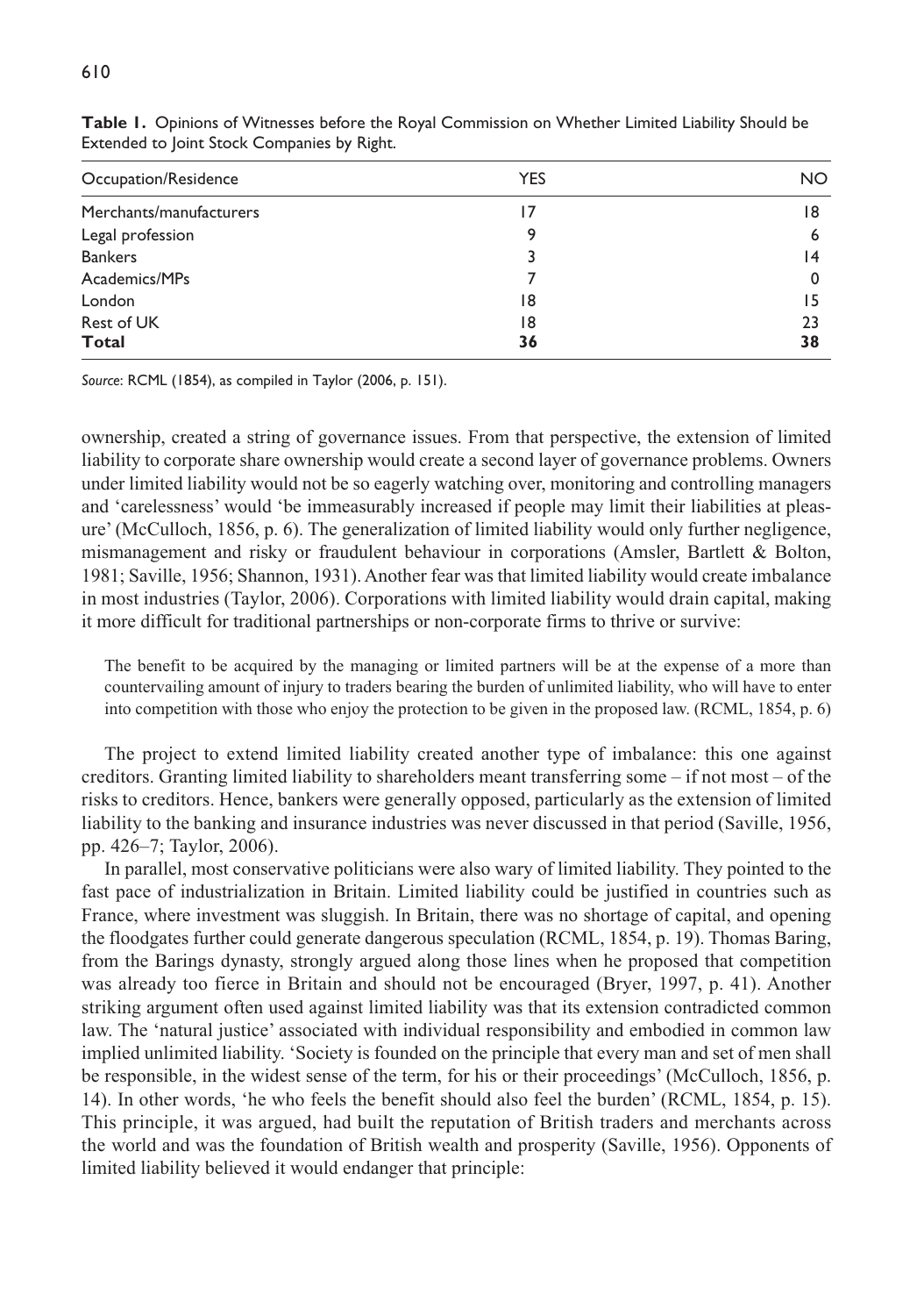**Table 1.** Opinions of Witnesses before the Royal Commission on Whether Limited Liability Should be Extended to Joint Stock Companies by Right.

| Occupation/Residence | YES | NO |
|---|---|---|
| Merchants/manufacturers | 17 | 18 |
| Legal profession | 9 | 6 |
| Bankers | 3 | 14 |
| Academics/MPs | 7 | 0 |
| London | 18 | 15 |
| Rest of UK | 18 | 23 |
| **Total** | **36** | **38** |

*Source*: RCML (1854), as compiled in Taylor (2006, p. 151).

ownership, created a string of governance issues. From that perspective, the extension of limited liability to corporate share ownership would create a second layer of governance problems. Owners under limited liability would not be so eagerly watching over, monitoring and controlling managers and 'carelessness' would 'be immeasurably increased if people may limit their liabilities at pleasure' (McCulloch, 1856, p. 6). The generalization of limited liability would only further negligence, mismanagement and risky or fraudulent behaviour in corporations (Amsler, Bartlett & Bolton, 1981; Saville, 1956; Shannon, 1931). Another fear was that limited liability would create imbalance in most industries (Taylor, 2006). Corporations with limited liability would drain capital, making it more difficult for traditional partnerships or non-corporate firms to thrive or survive:

> The benefit to be acquired by the managing or limited partners will be at the expense of a more than countervailing amount of injury to traders bearing the burden of unlimited liability, who will have to enter into competition with those who enjoy the protection to be given in the proposed law. (RCML, 1854, p. 6)

The project to extend limited liability created another type of imbalance: this one against creditors. Granting limited liability to shareholders meant transferring some – if not most – of the risks to creditors. Hence, bankers were generally opposed, particularly as the extension of limited liability to the banking and insurance industries was never discussed in that period (Saville, 1956, pp. 426–7; Taylor, 2006).

In parallel, most conservative politicians were also wary of limited liability. They pointed to the fast pace of industrialization in Britain. Limited liability could be justified in countries such as France, where investment was sluggish. In Britain, there was no shortage of capital, and opening the floodgates further could generate dangerous speculation (RCML, 1854, p. 19). Thomas Baring, from the Barings dynasty, strongly argued along those lines when he proposed that competition was already too fierce in Britain and should not be encouraged (Bryer, 1997, p. 41). Another striking argument often used against limited liability was that its extension contradicted common law. The 'natural justice' associated with individual responsibility and embodied in common law implied unlimited liability. 'Society is founded on the principle that every man and set of men shall be responsible, in the widest sense of the term, for his or their proceedings' (McCulloch, 1856, p. 14). In other words, 'he who feels the benefit should also feel the burden' (RCML, 1854, p. 15). This principle, it was argued, had built the reputation of British traders and merchants across the world and was the foundation of British wealth and prosperity (Saville, 1956). Opponents of limited liability believed it would endanger that principle: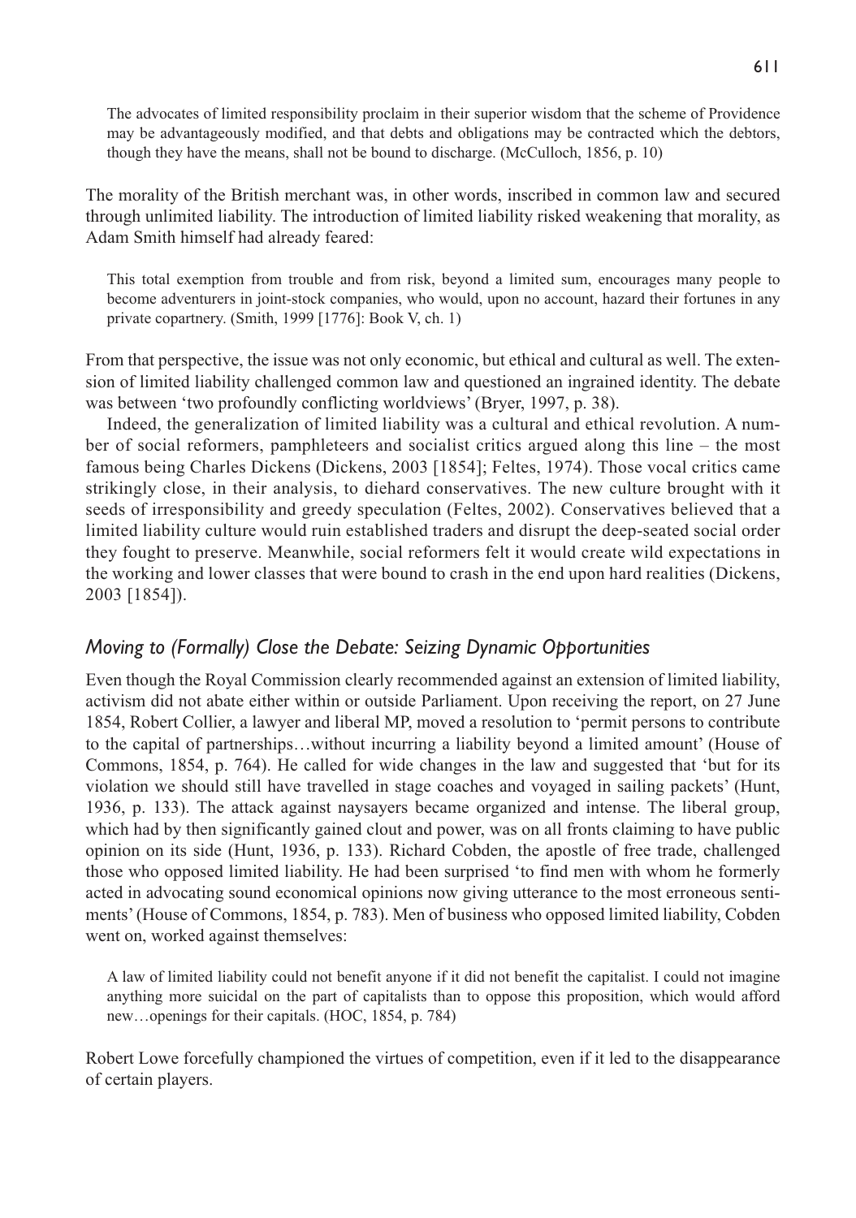> The advocates of limited responsibility proclaim in their superior wisdom that the scheme of Providence may be advantageously modified, and that debts and obligations may be contracted which the debtors, though they have the means, shall not be bound to discharge. (McCulloch, 1856, p. 10)

The morality of the British merchant was, in other words, inscribed in common law and secured through unlimited liability. The introduction of limited liability risked weakening that morality, as Adam Smith himself had already feared:

> This total exemption from trouble and from risk, beyond a limited sum, encourages many people to become adventurers in joint-stock companies, who would, upon no account, hazard their fortunes in any private copartnery. (Smith, 1999 [1776]: Book V, ch. 1)

From that perspective, the issue was not only economic, but ethical and cultural as well. The extension of limited liability challenged common law and questioned an ingrained identity. The debate was between 'two profoundly conflicting worldviews' (Bryer, 1997, p. 38).

Indeed, the generalization of limited liability was a cultural and ethical revolution. A number of social reformers, pamphleteers and socialist critics argued along this line – the most famous being Charles Dickens (Dickens, 2003 [1854]; Feltes, 1974). Those vocal critics came strikingly close, in their analysis, to diehard conservatives. The new culture brought with it seeds of irresponsibility and greedy speculation (Feltes, 2002). Conservatives believed that a limited liability culture would ruin established traders and disrupt the deep-seated social order they fought to preserve. Meanwhile, social reformers felt it would create wild expectations in the working and lower classes that were bound to crash in the end upon hard realities (Dickens, 2003 [1854]).

### *Moving to (Formally) Close the Debate: Seizing Dynamic Opportunities*

Even though the Royal Commission clearly recommended against an extension of limited liability, activism did not abate either within or outside Parliament. Upon receiving the report, on 27 June 1854, Robert Collier, a lawyer and liberal MP, moved a resolution to 'permit persons to contribute to the capital of partnerships…without incurring a liability beyond a limited amount' (House of Commons, 1854, p. 764). He called for wide changes in the law and suggested that 'but for its violation we should still have travelled in stage coaches and voyaged in sailing packets' (Hunt, 1936, p. 133). The attack against naysayers became organized and intense. The liberal group, which had by then significantly gained clout and power, was on all fronts claiming to have public opinion on its side (Hunt, 1936, p. 133). Richard Cobden, the apostle of free trade, challenged those who opposed limited liability. He had been surprised 'to find men with whom he formerly acted in advocating sound economical opinions now giving utterance to the most erroneous sentiments' (House of Commons, 1854, p. 783). Men of business who opposed limited liability, Cobden went on, worked against themselves:

> A law of limited liability could not benefit anyone if it did not benefit the capitalist. I could not imagine anything more suicidal on the part of capitalists than to oppose this proposition, which would afford new…openings for their capitals. (HOC, 1854, p. 784)

Robert Lowe forcefully championed the virtues of competition, even if it led to the disappearance of certain players.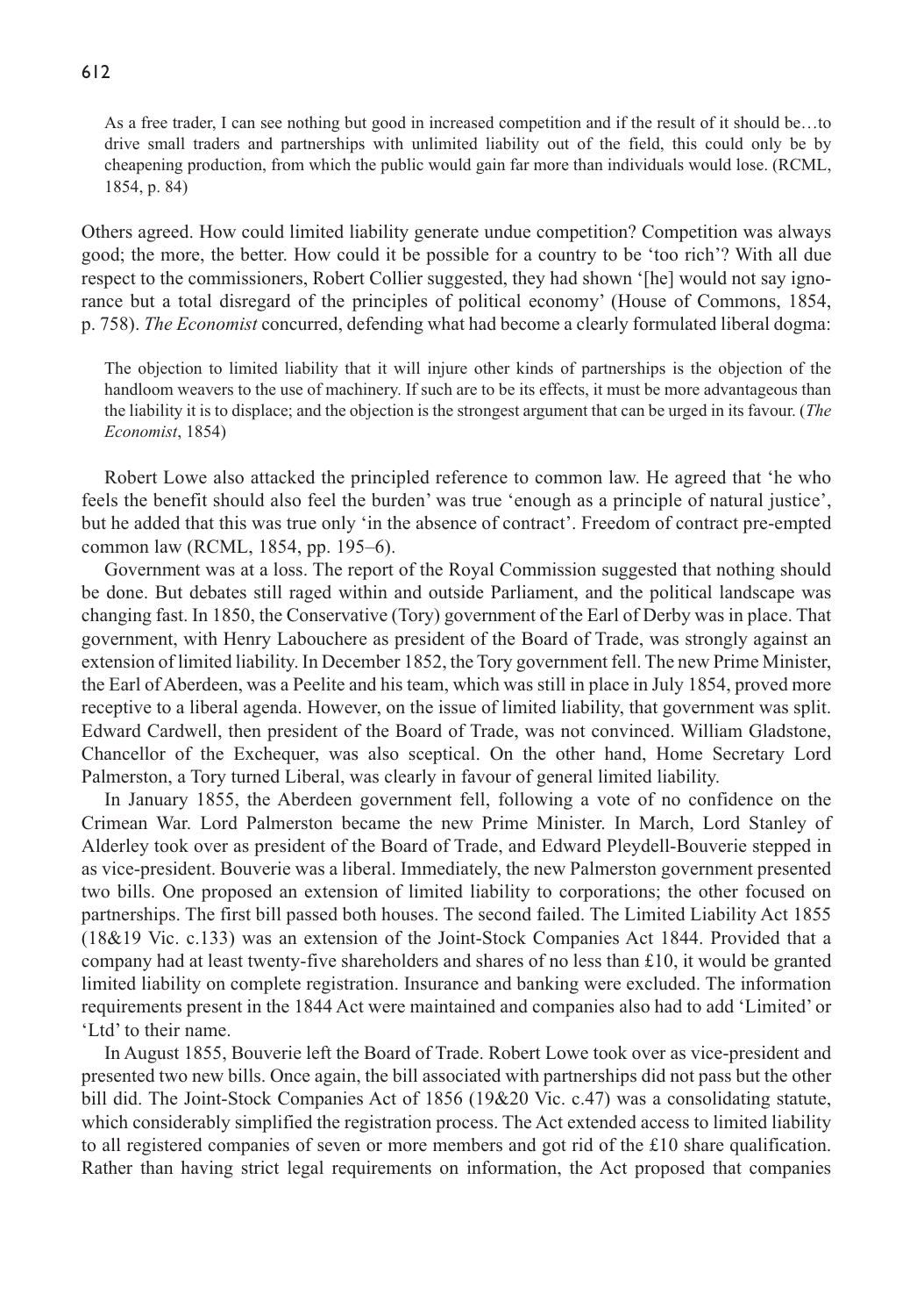> As a free trader, I can see nothing but good in increased competition and if the result of it should be…to drive small traders and partnerships with unlimited liability out of the field, this could only be by cheapening production, from which the public would gain far more than individuals would lose. (RCML, 1854, p. 84)

Others agreed. How could limited liability generate undue competition? Competition was always good; the more, the better. How could it be possible for a country to be 'too rich'? With all due respect to the commissioners, Robert Collier suggested, they had shown '[he] would not say ignorance but a total disregard of the principles of political economy' (House of Commons, 1854, p. 758). *The Economist* concurred, defending what had become a clearly formulated liberal dogma:

> The objection to limited liability that it will injure other kinds of partnerships is the objection of the handloom weavers to the use of machinery. If such are to be its effects, it must be more advantageous than the liability it is to displace; and the objection is the strongest argument that can be urged in its favour. (*The Economist*, 1854)

Robert Lowe also attacked the principled reference to common law. He agreed that 'he who feels the benefit should also feel the burden' was true 'enough as a principle of natural justice', but he added that this was true only 'in the absence of contract'. Freedom of contract pre-empted common law (RCML, 1854, pp. 195–6).

Government was at a loss. The report of the Royal Commission suggested that nothing should be done. But debates still raged within and outside Parliament, and the political landscape was changing fast. In 1850, the Conservative (Tory) government of the Earl of Derby was in place. That government, with Henry Labouchere as president of the Board of Trade, was strongly against an extension of limited liability. In December 1852, the Tory government fell. The new Prime Minister, the Earl of Aberdeen, was a Peelite and his team, which was still in place in July 1854, proved more receptive to a liberal agenda. However, on the issue of limited liability, that government was split. Edward Cardwell, then president of the Board of Trade, was not convinced. William Gladstone, Chancellor of the Exchequer, was also sceptical. On the other hand, Home Secretary Lord Palmerston, a Tory turned Liberal, was clearly in favour of general limited liability.

In January 1855, the Aberdeen government fell, following a vote of no confidence on the Crimean War. Lord Palmerston became the new Prime Minister. In March, Lord Stanley of Alderley took over as president of the Board of Trade, and Edward Pleydell-Bouverie stepped in as vice-president. Bouverie was a liberal. Immediately, the new Palmerston government presented two bills. One proposed an extension of limited liability to corporations; the other focused on partnerships. The first bill passed both houses. The second failed. The Limited Liability Act 1855 (18&19 Vic. c.133) was an extension of the Joint-Stock Companies Act 1844. Provided that a company had at least twenty-five shareholders and shares of no less than £10, it would be granted limited liability on complete registration. Insurance and banking were excluded. The information requirements present in the 1844 Act were maintained and companies also had to add 'Limited' or 'Ltd' to their name.

In August 1855, Bouverie left the Board of Trade. Robert Lowe took over as vice-president and presented two new bills. Once again, the bill associated with partnerships did not pass but the other bill did. The Joint-Stock Companies Act of 1856 (19&20 Vic. c.47) was a consolidating statute, which considerably simplified the registration process. The Act extended access to limited liability to all registered companies of seven or more members and got rid of the £10 share qualification. Rather than having strict legal requirements on information, the Act proposed that companies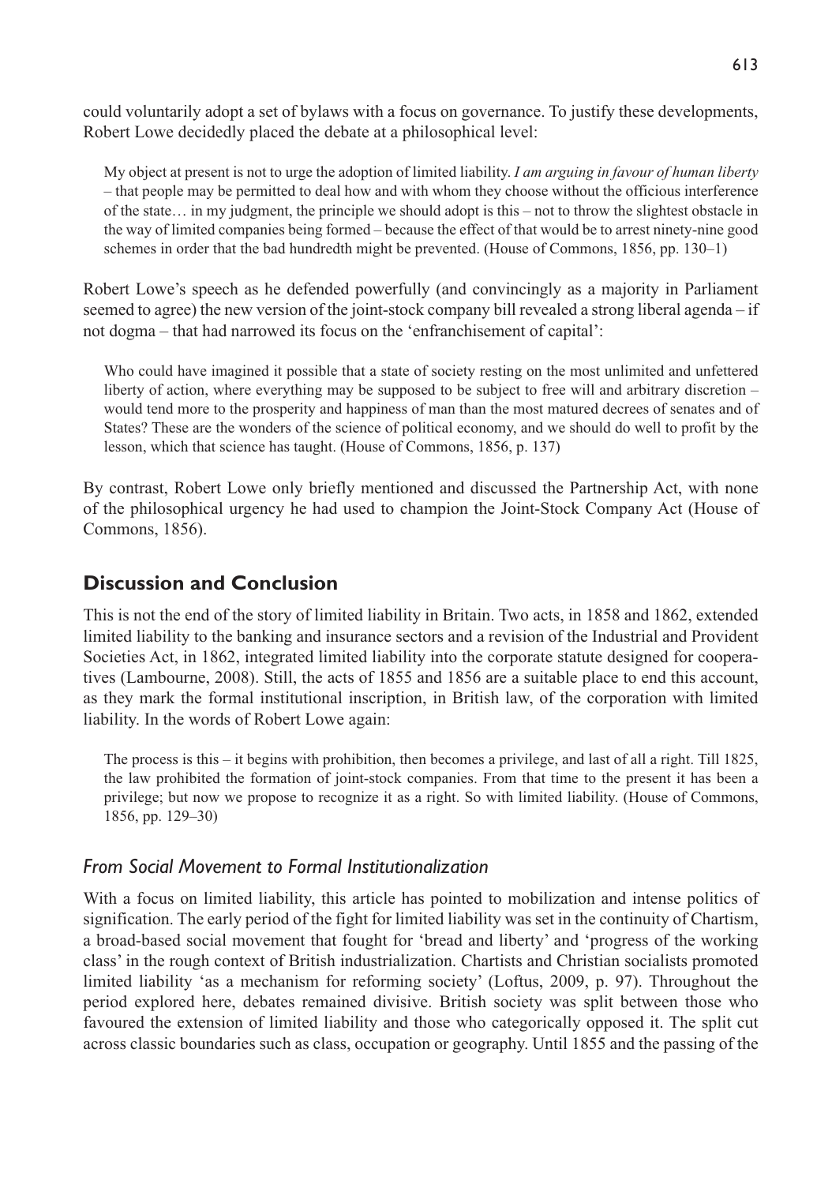could voluntarily adopt a set of bylaws with a focus on governance. To justify these developments, Robert Lowe decidedly placed the debate at a philosophical level:

> My object at present is not to urge the adoption of limited liability. *I am arguing in favour of human liberty* – that people may be permitted to deal how and with whom they choose without the officious interference of the state… in my judgment, the principle we should adopt is this – not to throw the slightest obstacle in the way of limited companies being formed – because the effect of that would be to arrest ninety-nine good schemes in order that the bad hundredth might be prevented. (House of Commons, 1856, pp. 130–1)

Robert Lowe's speech as he defended powerfully (and convincingly as a majority in Parliament seemed to agree) the new version of the joint-stock company bill revealed a strong liberal agenda – if not dogma – that had narrowed its focus on the 'enfranchisement of capital':

> Who could have imagined it possible that a state of society resting on the most unlimited and unfettered liberty of action, where everything may be supposed to be subject to free will and arbitrary discretion – would tend more to the prosperity and happiness of man than the most matured decrees of senates and of States? These are the wonders of the science of political economy, and we should do well to profit by the lesson, which that science has taught. (House of Commons, 1856, p. 137)

By contrast, Robert Lowe only briefly mentioned and discussed the Partnership Act, with none of the philosophical urgency he had used to champion the Joint-Stock Company Act (House of Commons, 1856).

## Discussion and Conclusion

This is not the end of the story of limited liability in Britain. Two acts, in 1858 and 1862, extended limited liability to the banking and insurance sectors and a revision of the Industrial and Provident Societies Act, in 1862, integrated limited liability into the corporate statute designed for cooperatives (Lambourne, 2008). Still, the acts of 1855 and 1856 are a suitable place to end this account, as they mark the formal institutional inscription, in British law, of the corporation with limited liability. In the words of Robert Lowe again:

> The process is this – it begins with prohibition, then becomes a privilege, and last of all a right. Till 1825, the law prohibited the formation of joint-stock companies. From that time to the present it has been a privilege; but now we propose to recognize it as a right. So with limited liability. (House of Commons, 1856, pp. 129–30)

### *From Social Movement to Formal Institutionalization*

With a focus on limited liability, this article has pointed to mobilization and intense politics of signification. The early period of the fight for limited liability was set in the continuity of Chartism, a broad-based social movement that fought for 'bread and liberty' and 'progress of the working class' in the rough context of British industrialization. Chartists and Christian socialists promoted limited liability 'as a mechanism for reforming society' (Loftus, 2009, p. 97). Throughout the period explored here, debates remained divisive. British society was split between those who favoured the extension of limited liability and those who categorically opposed it. The split cut across classic boundaries such as class, occupation or geography. Until 1855 and the passing of the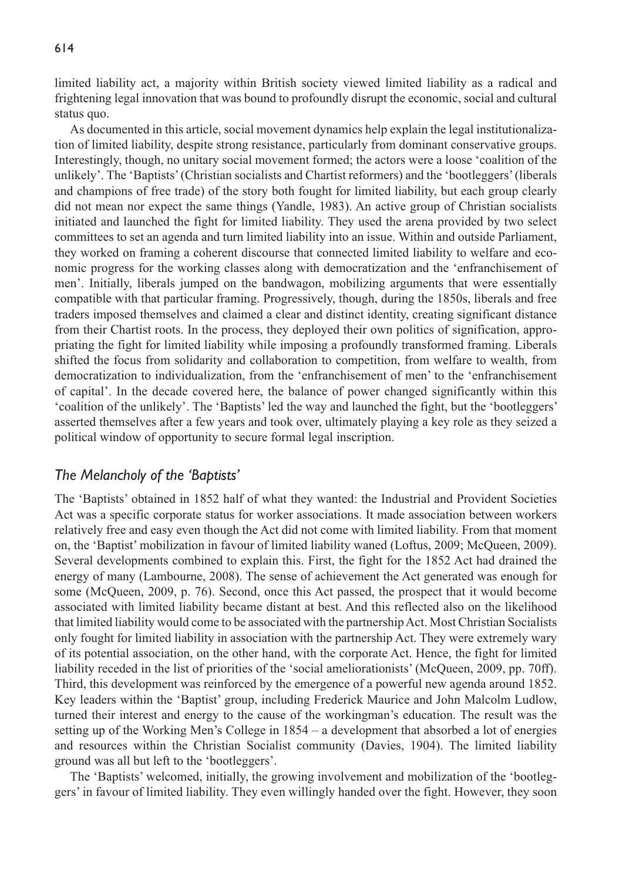limited liability act, a majority within British society viewed limited liability as a radical and frightening legal innovation that was bound to profoundly disrupt the economic, social and cultural status quo.

As documented in this article, social movement dynamics help explain the legal institutionalization of limited liability, despite strong resistance, particularly from dominant conservative groups. Interestingly, though, no unitary social movement formed; the actors were a loose 'coalition of the unlikely'. The 'Baptists' (Christian socialists and Chartist reformers) and the 'bootleggers' (liberals and champions of free trade) of the story both fought for limited liability, but each group clearly did not mean nor expect the same things (Yandle, 1983). An active group of Christian socialists initiated and launched the fight for limited liability. They used the arena provided by two select committees to set an agenda and turn limited liability into an issue. Within and outside Parliament, they worked on framing a coherent discourse that connected limited liability to welfare and economic progress for the working classes along with democratization and the 'enfranchisement of men'. Initially, liberals jumped on the bandwagon, mobilizing arguments that were essentially compatible with that particular framing. Progressively, though, during the 1850s, liberals and free traders imposed themselves and claimed a clear and distinct identity, creating significant distance from their Chartist roots. In the process, they deployed their own politics of signification, appropriating the fight for limited liability while imposing a profoundly transformed framing. Liberals shifted the focus from solidarity and collaboration to competition, from welfare to wealth, from democratization to individualization, from the 'enfranchisement of men' to the 'enfranchisement of capital'. In the decade covered here, the balance of power changed significantly within this 'coalition of the unlikely'. The 'Baptists' led the way and launched the fight, but the 'bootleggers' asserted themselves after a few years and took over, ultimately playing a key role as they seized a political window of opportunity to secure formal legal inscription.

### *The Melancholy of the 'Baptists'*

The 'Baptists' obtained in 1852 half of what they wanted: the Industrial and Provident Societies Act was a specific corporate status for worker associations. It made association between workers relatively free and easy even though the Act did not come with limited liability. From that moment on, the 'Baptist' mobilization in favour of limited liability waned (Loftus, 2009; McQueen, 2009). Several developments combined to explain this. First, the fight for the 1852 Act had drained the energy of many (Lambourne, 2008). The sense of achievement the Act generated was enough for some (McQueen, 2009, p. 76). Second, once this Act passed, the prospect that it would become associated with limited liability became distant at best. And this reflected also on the likelihood that limited liability would come to be associated with the partnership Act. Most Christian Socialists only fought for limited liability in association with the partnership Act. They were extremely wary of its potential association, on the other hand, with the corporate Act. Hence, the fight for limited liability receded in the list of priorities of the 'social ameliorationists' (McQueen, 2009, pp. 70ff). Third, this development was reinforced by the emergence of a powerful new agenda around 1852. Key leaders within the 'Baptist' group, including Frederick Maurice and John Malcolm Ludlow, turned their interest and energy to the cause of the workingman's education. The result was the setting up of the Working Men's College in 1854 – a development that absorbed a lot of energies and resources within the Christian Socialist community (Davies, 1904). The limited liability ground was all but left to the 'bootleggers'.

The 'Baptists' welcomed, initially, the growing involvement and mobilization of the 'bootleggers' in favour of limited liability. They even willingly handed over the fight. However, they soon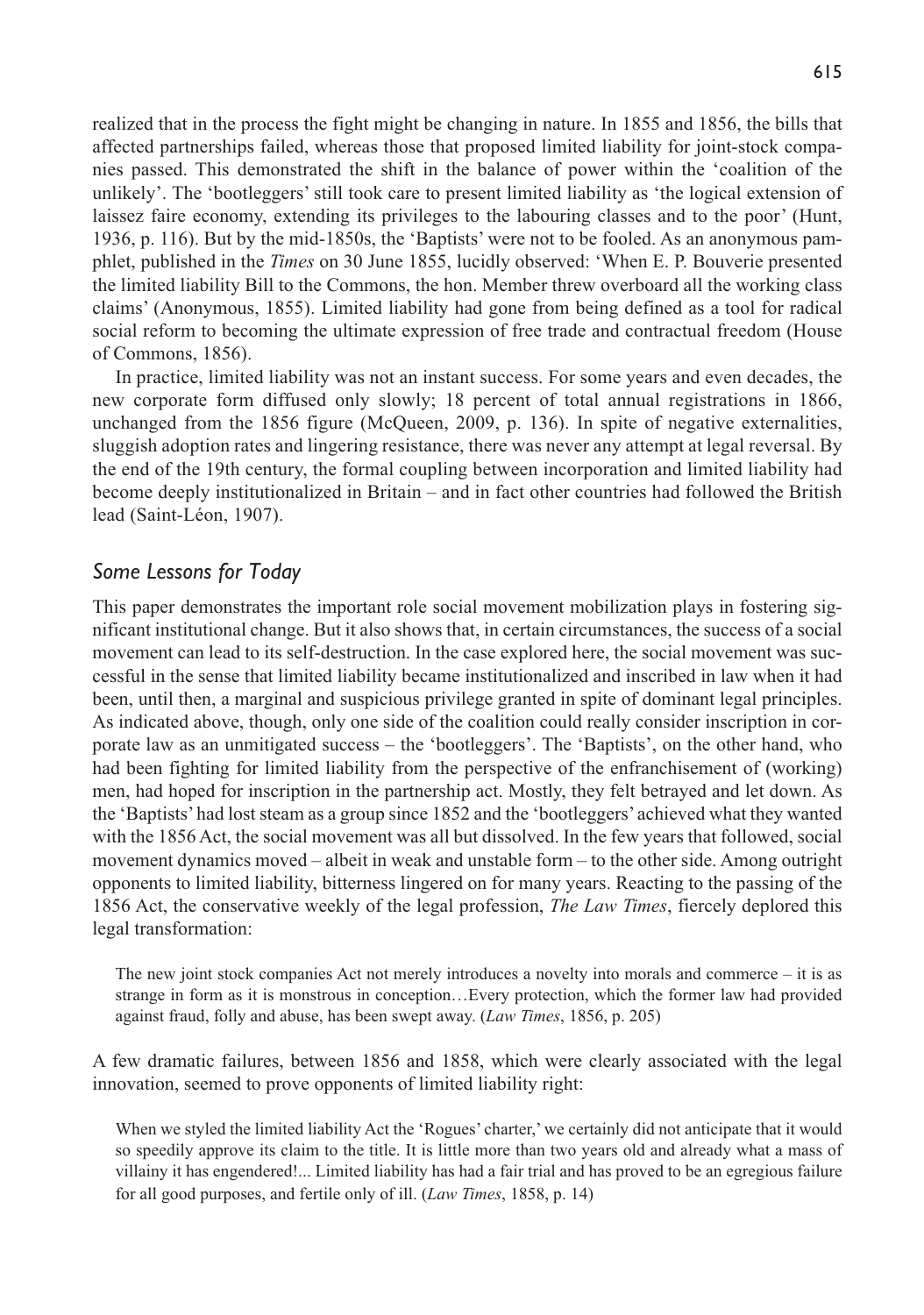realized that in the process the fight might be changing in nature. In 1855 and 1856, the bills that affected partnerships failed, whereas those that proposed limited liability for joint-stock companies passed. This demonstrated the shift in the balance of power within the 'coalition of the unlikely'. The 'bootleggers' still took care to present limited liability as 'the logical extension of laissez faire economy, extending its privileges to the labouring classes and to the poor' (Hunt, 1936, p. 116). But by the mid-1850s, the 'Baptists' were not to be fooled. As an anonymous pamphlet, published in the *Times* on 30 June 1855, lucidly observed: 'When E. P. Bouverie presented the limited liability Bill to the Commons, the hon. Member threw overboard all the working class claims' (Anonymous, 1855). Limited liability had gone from being defined as a tool for radical social reform to becoming the ultimate expression of free trade and contractual freedom (House of Commons, 1856).

In practice, limited liability was not an instant success. For some years and even decades, the new corporate form diffused only slowly; 18 percent of total annual registrations in 1866, unchanged from the 1856 figure (McQueen, 2009, p. 136). In spite of negative externalities, sluggish adoption rates and lingering resistance, there was never any attempt at legal reversal. By the end of the 19th century, the formal coupling between incorporation and limited liability had become deeply institutionalized in Britain – and in fact other countries had followed the British lead (Saint-Léon, 1907).

## *Some Lessons for Today*

This paper demonstrates the important role social movement mobilization plays in fostering significant institutional change. But it also shows that, in certain circumstances, the success of a social movement can lead to its self-destruction. In the case explored here, the social movement was successful in the sense that limited liability became institutionalized and inscribed in law when it had been, until then, a marginal and suspicious privilege granted in spite of dominant legal principles. As indicated above, though, only one side of the coalition could really consider inscription in corporate law as an unmitigated success – the 'bootleggers'. The 'Baptists', on the other hand, who had been fighting for limited liability from the perspective of the enfranchisement of (working) men, had hoped for inscription in the partnership act. Mostly, they felt betrayed and let down. As the 'Baptists' had lost steam as a group since 1852 and the 'bootleggers' achieved what they wanted with the 1856 Act, the social movement was all but dissolved. In the few years that followed, social movement dynamics moved – albeit in weak and unstable form – to the other side. Among outright opponents to limited liability, bitterness lingered on for many years. Reacting to the passing of the 1856 Act, the conservative weekly of the legal profession, *The Law Times*, fiercely deplored this legal transformation:

> The new joint stock companies Act not merely introduces a novelty into morals and commerce – it is as strange in form as it is monstrous in conception…Every protection, which the former law had provided against fraud, folly and abuse, has been swept away. (*Law Times*, 1856, p. 205)

A few dramatic failures, between 1856 and 1858, which were clearly associated with the legal innovation, seemed to prove opponents of limited liability right:

> When we styled the limited liability Act the 'Rogues' charter,' we certainly did not anticipate that it would so speedily approve its claim to the title. It is little more than two years old and already what a mass of villainy it has engendered!... Limited liability has had a fair trial and has proved to be an egregious failure for all good purposes, and fertile only of ill. (*Law Times*, 1858, p. 14)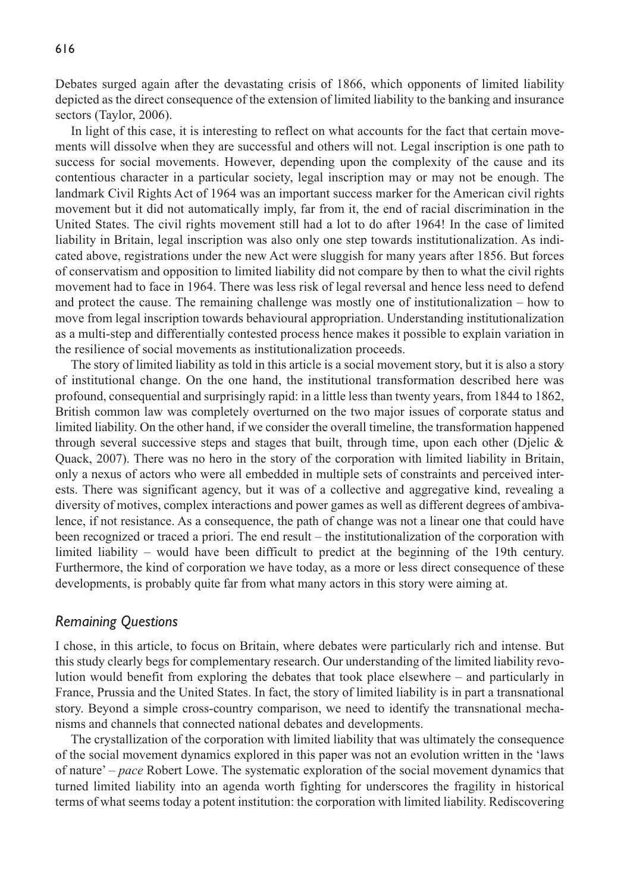Debates surged again after the devastating crisis of 1866, which opponents of limited liability depicted as the direct consequence of the extension of limited liability to the banking and insurance sectors (Taylor, 2006).

In light of this case, it is interesting to reflect on what accounts for the fact that certain movements will dissolve when they are successful and others will not. Legal inscription is one path to success for social movements. However, depending upon the complexity of the cause and its contentious character in a particular society, legal inscription may or may not be enough. The landmark Civil Rights Act of 1964 was an important success marker for the American civil rights movement but it did not automatically imply, far from it, the end of racial discrimination in the United States. The civil rights movement still had a lot to do after 1964! In the case of limited liability in Britain, legal inscription was also only one step towards institutionalization. As indicated above, registrations under the new Act were sluggish for many years after 1856. But forces of conservatism and opposition to limited liability did not compare by then to what the civil rights movement had to face in 1964. There was less risk of legal reversal and hence less need to defend and protect the cause. The remaining challenge was mostly one of institutionalization – how to move from legal inscription towards behavioural appropriation. Understanding institutionalization as a multi-step and differentially contested process hence makes it possible to explain variation in the resilience of social movements as institutionalization proceeds.

The story of limited liability as told in this article is a social movement story, but it is also a story of institutional change. On the one hand, the institutional transformation described here was profound, consequential and surprisingly rapid: in a little less than twenty years, from 1844 to 1862, British common law was completely overturned on the two major issues of corporate status and limited liability. On the other hand, if we consider the overall timeline, the transformation happened through several successive steps and stages that built, through time, upon each other (Djelic & Quack, 2007). There was no hero in the story of the corporation with limited liability in Britain, only a nexus of actors who were all embedded in multiple sets of constraints and perceived interests. There was significant agency, but it was of a collective and aggregative kind, revealing a diversity of motives, complex interactions and power games as well as different degrees of ambivalence, if not resistance. As a consequence, the path of change was not a linear one that could have been recognized or traced a priori. The end result – the institutionalization of the corporation with limited liability – would have been difficult to predict at the beginning of the 19th century. Furthermore, the kind of corporation we have today, as a more or less direct consequence of these developments, is probably quite far from what many actors in this story were aiming at.

## *Remaining Questions*

I chose, in this article, to focus on Britain, where debates were particularly rich and intense. But this study clearly begs for complementary research. Our understanding of the limited liability revolution would benefit from exploring the debates that took place elsewhere – and particularly in France, Prussia and the United States. In fact, the story of limited liability is in part a transnational story. Beyond a simple cross-country comparison, we need to identify the transnational mechanisms and channels that connected national debates and developments.

The crystallization of the corporation with limited liability that was ultimately the consequence of the social movement dynamics explored in this paper was not an evolution written in the 'laws of nature' – *pace* Robert Lowe. The systematic exploration of the social movement dynamics that turned limited liability into an agenda worth fighting for underscores the fragility in historical terms of what seems today a potent institution: the corporation with limited liability. Rediscovering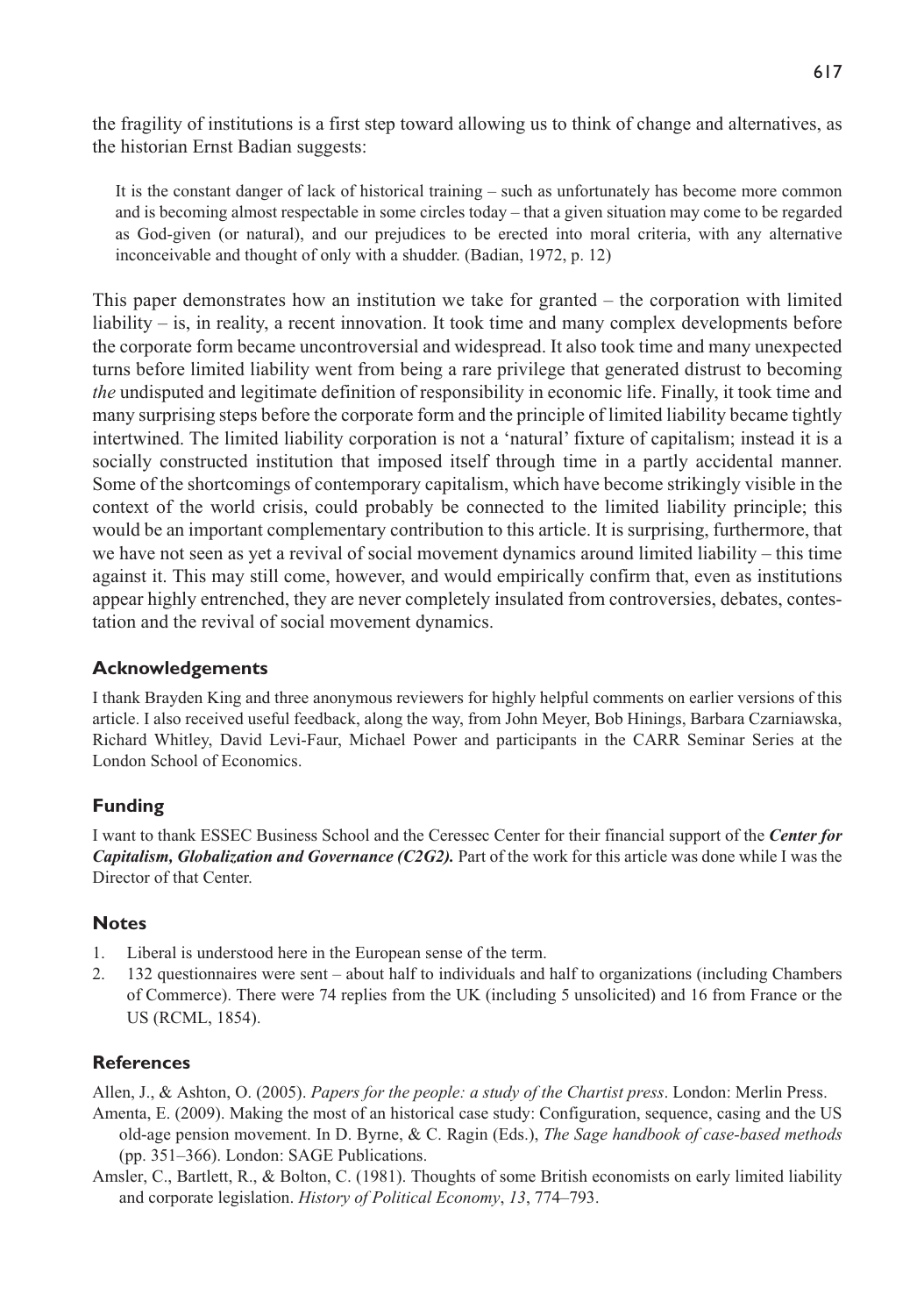the fragility of institutions is a first step toward allowing us to think of change and alternatives, as the historian Ernst Badian suggests:

> It is the constant danger of lack of historical training – such as unfortunately has become more common and is becoming almost respectable in some circles today – that a given situation may come to be regarded as God-given (or natural), and our prejudices to be erected into moral criteria, with any alternative inconceivable and thought of only with a shudder. (Badian, 1972, p. 12)

This paper demonstrates how an institution we take for granted – the corporation with limited liability – is, in reality, a recent innovation. It took time and many complex developments before the corporate form became uncontroversial and widespread. It also took time and many unexpected turns before limited liability went from being a rare privilege that generated distrust to becoming *the* undisputed and legitimate definition of responsibility in economic life. Finally, it took time and many surprising steps before the corporate form and the principle of limited liability became tightly intertwined. The limited liability corporation is not a 'natural' fixture of capitalism; instead it is a socially constructed institution that imposed itself through time in a partly accidental manner. Some of the shortcomings of contemporary capitalism, which have become strikingly visible in the context of the world crisis, could probably be connected to the limited liability principle; this would be an important complementary contribution to this article. It is surprising, furthermore, that we have not seen as yet a revival of social movement dynamics around limited liability – this time against it. This may still come, however, and would empirically confirm that, even as institutions appear highly entrenched, they are never completely insulated from controversies, debates, contestation and the revival of social movement dynamics.

## Acknowledgements

I thank Brayden King and three anonymous reviewers for highly helpful comments on earlier versions of this article. I also received useful feedback, along the way, from John Meyer, Bob Hinings, Barbara Czarniawska, Richard Whitley, David Levi-Faur, Michael Power and participants in the CARR Seminar Series at the London School of Economics.

## Funding

I want to thank ESSEC Business School and the Ceressec Center for their financial support of the ***Center for Capitalism, Globalization and Governance (C2G2).*** Part of the work for this article was done while I was the Director of that Center.

## Notes

1. Liberal is understood here in the European sense of the term.
2. 132 questionnaires were sent – about half to individuals and half to organizations (including Chambers of Commerce). There were 74 replies from the UK (including 5 unsolicited) and 16 from France or the US (RCML, 1854).

## References

Allen, J., & Ashton, O. (2005). *Papers for the people: a study of the Chartist press*. London: Merlin Press.

Amenta, E. (2009). Making the most of an historical case study: Configuration, sequence, casing and the US old-age pension movement. In D. Byrne, & C. Ragin (Eds.), *The Sage handbook of case-based methods* (pp. 351–366). London: SAGE Publications.

Amsler, C., Bartlett, R., & Bolton, C. (1981). Thoughts of some British economists on early limited liability and corporate legislation. *History of Political Economy*, *13*, 774–793.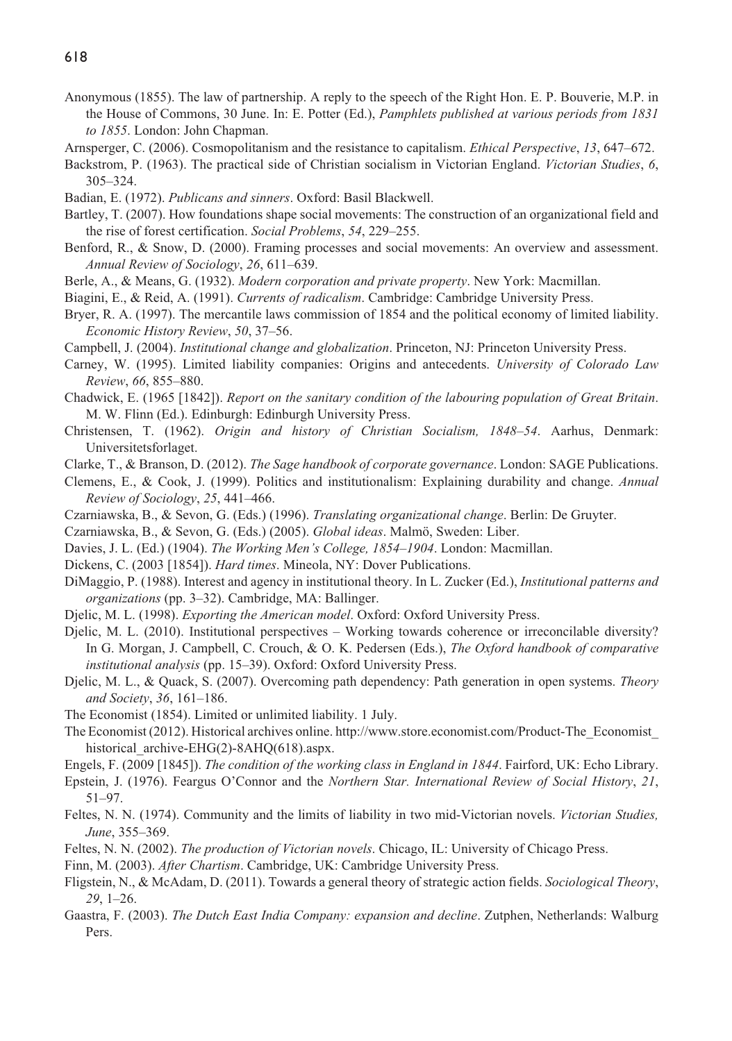Anonymous (1855). The law of partnership. A reply to the speech of the Right Hon. E. P. Bouverie, M.P. in the House of Commons, 30 June. In: E. Potter (Ed.), *Pamphlets published at various periods from 1831 to 1855*. London: John Chapman.

Arnsperger, C. (2006). Cosmopolitanism and the resistance to capitalism. *Ethical Perspective*, *13*, 647–672.

Backstrom, P. (1963). The practical side of Christian socialism in Victorian England. *Victorian Studies*, *6*, 305–324.

Badian, E. (1972). *Publicans and sinners*. Oxford: Basil Blackwell.

Bartley, T. (2007). How foundations shape social movements: The construction of an organizational field and the rise of forest certification. *Social Problems*, *54*, 229–255.

Benford, R., & Snow, D. (2000). Framing processes and social movements: An overview and assessment. *Annual Review of Sociology*, *26*, 611–639.

Berle, A., & Means, G. (1932). *Modern corporation and private property*. New York: Macmillan.

Biagini, E., & Reid, A. (1991). *Currents of radicalism*. Cambridge: Cambridge University Press.

Bryer, R. A. (1997). The mercantile laws commission of 1854 and the political economy of limited liability. *Economic History Review*, *50*, 37–56.

Campbell, J. (2004). *Institutional change and globalization*. Princeton, NJ: Princeton University Press.

Carney, W. (1995). Limited liability companies: Origins and antecedents. *University of Colorado Law Review*, *66*, 855–880.

Chadwick, E. (1965 [1842]). *Report on the sanitary condition of the labouring population of Great Britain*. M. W. Flinn (Ed.). Edinburgh: Edinburgh University Press.

Christensen, T. (1962). *Origin and history of Christian Socialism, 1848–54*. Aarhus, Denmark: Universitetsforlaget.

Clarke, T., & Branson, D. (2012). *The Sage handbook of corporate governance*. London: SAGE Publications.

Clemens, E., & Cook, J. (1999). Politics and institutionalism: Explaining durability and change. *Annual Review of Sociology*, *25*, 441–466.

Czarniawska, B., & Sevon, G. (Eds.) (1996). *Translating organizational change*. Berlin: De Gruyter.

Czarniawska, B., & Sevon, G. (Eds.) (2005). *Global ideas*. Malmö, Sweden: Liber.

Davies, J. L. (Ed.) (1904). *The Working Men's College, 1854–1904*. London: Macmillan.

Dickens, C. (2003 [1854]). *Hard times*. Mineola, NY: Dover Publications.

DiMaggio, P. (1988). Interest and agency in institutional theory. In L. Zucker (Ed.), *Institutional patterns and organizations* (pp. 3–32). Cambridge, MA: Ballinger.

Djelic, M. L. (1998). *Exporting the American model*. Oxford: Oxford University Press.

Djelic, M. L. (2010). Institutional perspectives – Working towards coherence or irreconcilable diversity? In G. Morgan, J. Campbell, C. Crouch, & O. K. Pedersen (Eds.), *The Oxford handbook of comparative institutional analysis* (pp. 15–39). Oxford: Oxford University Press.

Djelic, M. L., & Quack, S. (2007). Overcoming path dependency: Path generation in open systems. *Theory and Society*, *36*, 161–186.

The Economist (1854). Limited or unlimited liability. 1 July.

The Economist (2012). Historical archives online. http://www.store.economist.com/Product-The_Economist_historical_archive-EHG(2)-8AHQ(618).aspx.

Engels, F. (2009 [1845]). *The condition of the working class in England in 1844*. Fairford, UK: Echo Library.

Epstein, J. (1976). Feargus O'Connor and the *Northern Star. International Review of Social History*, *21*, 51–97.

Feltes, N. N. (1974). Community and the limits of liability in two mid-Victorian novels. *Victorian Studies, June*, 355–369.

Feltes, N. N. (2002). *The production of Victorian novels*. Chicago, IL: University of Chicago Press.

Finn, M. (2003). *After Chartism*. Cambridge, UK: Cambridge University Press.

Fligstein, N., & McAdam, D. (2011). Towards a general theory of strategic action fields. *Sociological Theory*, *29*, 1–26.

Gaastra, F. (2003). *The Dutch East India Company: expansion and decline*. Zutphen, Netherlands: Walburg Pers.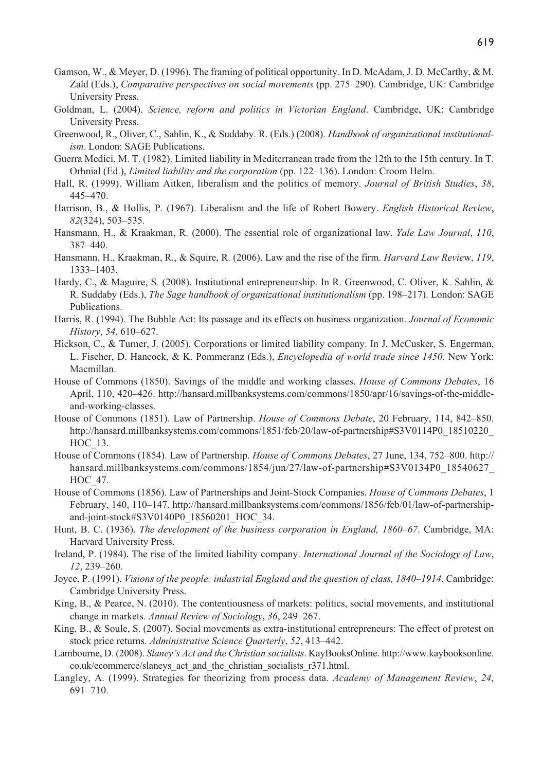Gamson, W., & Meyer, D. (1996). The framing of political opportunity. In D. McAdam, J. D. McCarthy, & M. Zald (Eds.), *Comparative perspectives on social movements* (pp. 275–290). Cambridge, UK: Cambridge University Press.

Goldman, L. (2004). *Science, reform and politics in Victorian England*. Cambridge, UK: Cambridge University Press.

Greenwood, R., Oliver, C., Sahlin, K., & Suddaby. R. (Eds.) (2008). *Handbook of organizational institutionalism*. London: SAGE Publications.

Guerra Medici, M. T. (1982). Limited liability in Mediterranean trade from the 12th to the 15th century. In T. Orhnial (Ed.), *Limited liability and the corporation* (pp. 122–136). London: Croom Helm.

Hall, R. (1999). William Aitken, liberalism and the politics of memory. *Journal of British Studies*, *38*, 445–470.

Harrison, B., & Hollis, P. (1967). Liberalism and the life of Robert Bowery. *English Historical Review*, *82*(324), 503–535.

Hansmann, H., & Kraakman, R. (2000). The essential role of organizational law. *Yale Law Journal*, *110*, 387–440.

Hansmann, H., Kraakman, R., & Squire, R. (2006). Law and the rise of the firm. *Harvard Law Review*, *119*, 1333–1403.

Hardy, C., & Maguire, S. (2008). Institutional entrepreneurship. In R. Greenwood, C. Oliver, K. Sahlin, & R. Suddaby (Eds.), *The Sage handbook of organizational institutionalism* (pp. 198–217). London: SAGE Publications.

Harris, R. (1994). The Bubble Act: Its passage and its effects on business organization. *Journal of Economic History*, *54*, 610–627.

Hickson, C., & Turner, J. (2005). Corporations or limited liability company. In J. McCusker, S. Engerman, L. Fischer, D. Hancock, & K. Pommeranz (Eds.), *Encyclopedia of world trade since 1450*. New York: Macmillan.

House of Commons (1850). Savings of the middle and working classes. *House of Commons Debates*, 16 April, 110, 420–426. http://hansard.millbanksystems.com/commons/1850/apr/16/savings-of-the-middle-and-working-classes.

House of Commons (1851). Law of Partnership. *House of Commons Debate*, 20 February, 114, 842–850. http://hansard.millbanksystems.com/commons/1851/feb/20/law-of-partnership#S3V0114P0_18510220_HOC_13.

House of Commons (1854). Law of Partnership. *House of Commons Debates*, 27 June, 134, 752–800. http://hansard.millbanksystems.com/commons/1854/jun/27/law-of-partnership#S3V0134P0_18540627_HOC_47.

House of Commons (1856). Law of Partnerships and Joint-Stock Companies. *House of Commons Debates*, 1 February, 140, 110–147. http://hansard.millbanksystems.com/commons/1856/feb/01/law-of-partnership-and-joint-stock#S3V0140P0_18560201_HOC_34.

Hunt, B. C. (1936). *The development of the business corporation in England, 1860–67*. Cambridge, MA: Harvard University Press.

Ireland, P. (1984). The rise of the limited liability company. *International Journal of the Sociology of Law*, *12*, 239–260.

Joyce, P. (1991). *Visions of the people: industrial England and the question of class, 1840–1914*. Cambridge: Cambridge University Press.

King, B., & Pearce, N. (2010). The contentiousness of markets: politics, social movements, and institutional change in markets. *Annual Review of Sociology*, *36*, 249–267.

King, B., & Soule, S. (2007). Social movements as extra-institutional entrepreneurs: The effect of protest on stock price returns. *Administrative Science Quarterly*, *52*, 413–442.

Lambourne, D. (2008). *Slaney's Act and the Christian socialists*. KayBooksOnline. http://www.kaybooksonline.co.uk/ecommerce/slaneys_act_and_the_christian_socialists_r371.html.

Langley, A. (1999). Strategies for theorizing from process data. *Academy of Management Review*, *24*, 691–710.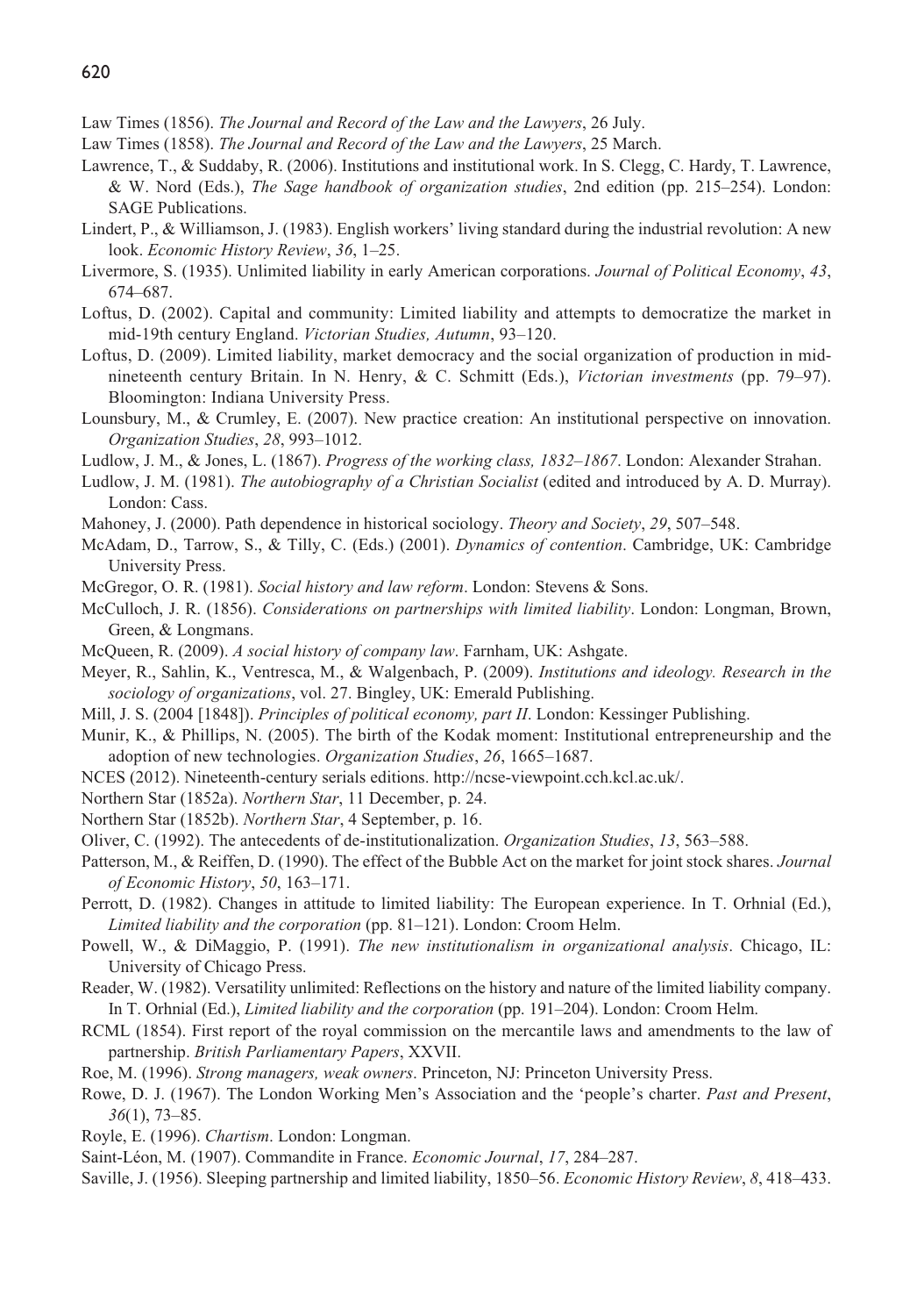Law Times (1856). *The Journal and Record of the Law and the Lawyers*, 26 July.

Law Times (1858). *The Journal and Record of the Law and the Lawyers*, 25 March.

Lawrence, T., & Suddaby, R. (2006). Institutions and institutional work. In S. Clegg, C. Hardy, T. Lawrence, & W. Nord (Eds.), *The Sage handbook of organization studies*, 2nd edition (pp. 215–254). London: SAGE Publications.

Lindert, P., & Williamson, J. (1983). English workers' living standard during the industrial revolution: A new look. *Economic History Review*, *36*, 1–25.

Livermore, S. (1935). Unlimited liability in early American corporations. *Journal of Political Economy*, *43*, 674–687.

Loftus, D. (2002). Capital and community: Limited liability and attempts to democratize the market in mid-19th century England. *Victorian Studies, Autumn*, 93–120.

Loftus, D. (2009). Limited liability, market democracy and the social organization of production in mid-nineteenth century Britain. In N. Henry, & C. Schmitt (Eds.), *Victorian investments* (pp. 79–97). Bloomington: Indiana University Press.

Lounsbury, M., & Crumley, E. (2007). New practice creation: An institutional perspective on innovation. *Organization Studies*, *28*, 993–1012.

Ludlow, J. M., & Jones, L. (1867). *Progress of the working class, 1832–1867*. London: Alexander Strahan.

Ludlow, J. M. (1981). *The autobiography of a Christian Socialist* (edited and introduced by A. D. Murray). London: Cass.

Mahoney, J. (2000). Path dependence in historical sociology. *Theory and Society*, *29*, 507–548.

McAdam, D., Tarrow, S., & Tilly, C. (Eds.) (2001). *Dynamics of contention*. Cambridge, UK: Cambridge University Press.

McGregor, O. R. (1981). *Social history and law reform*. London: Stevens & Sons.

McCulloch, J. R. (1856). *Considerations on partnerships with limited liability*. London: Longman, Brown, Green, & Longmans.

McQueen, R. (2009). *A social history of company law*. Farnham, UK: Ashgate.

Meyer, R., Sahlin, K., Ventresca, M., & Walgenbach, P. (2009). *Institutions and ideology. Research in the sociology of organizations*, vol. 27. Bingley, UK: Emerald Publishing.

Mill, J. S. (2004 [1848]). *Principles of political economy, part II*. London: Kessinger Publishing.

Munir, K., & Phillips, N. (2005). The birth of the Kodak moment: Institutional entrepreneurship and the adoption of new technologies. *Organization Studies*, *26*, 1665–1687.

NCES (2012). Nineteenth-century serials editions. http://ncse-viewpoint.cch.kcl.ac.uk/.

Northern Star (1852a). *Northern Star*, 11 December, p. 24.

Northern Star (1852b). *Northern Star*, 4 September, p. 16.

Oliver, C. (1992). The antecedents of de-institutionalization. *Organization Studies*, *13*, 563–588.

Patterson, M., & Reiffen, D. (1990). The effect of the Bubble Act on the market for joint stock shares. *Journal of Economic History*, *50*, 163–171.

Perrott, D. (1982). Changes in attitude to limited liability: The European experience. In T. Orhnial (Ed.), *Limited liability and the corporation* (pp. 81–121). London: Croom Helm.

Powell, W., & DiMaggio, P. (1991). *The new institutionalism in organizational analysis*. Chicago, IL: University of Chicago Press.

Reader, W. (1982). Versatility unlimited: Reflections on the history and nature of the limited liability company. In T. Orhnial (Ed.), *Limited liability and the corporation* (pp. 191–204). London: Croom Helm.

RCML (1854). First report of the royal commission on the mercantile laws and amendments to the law of partnership. *British Parliamentary Papers*, XXVII.

Roe, M. (1996). *Strong managers, weak owners*. Princeton, NJ: Princeton University Press.

Rowe, D. J. (1967). The London Working Men's Association and the 'people's charter. *Past and Present*, *36*(1), 73–85.

Royle, E. (1996). *Chartism*. London: Longman.

Saint-Léon, M. (1907). Commandite in France. *Economic Journal*, *17*, 284–287.

Saville, J. (1956). Sleeping partnership and limited liability, 1850–56. *Economic History Review*, *8*, 418–433.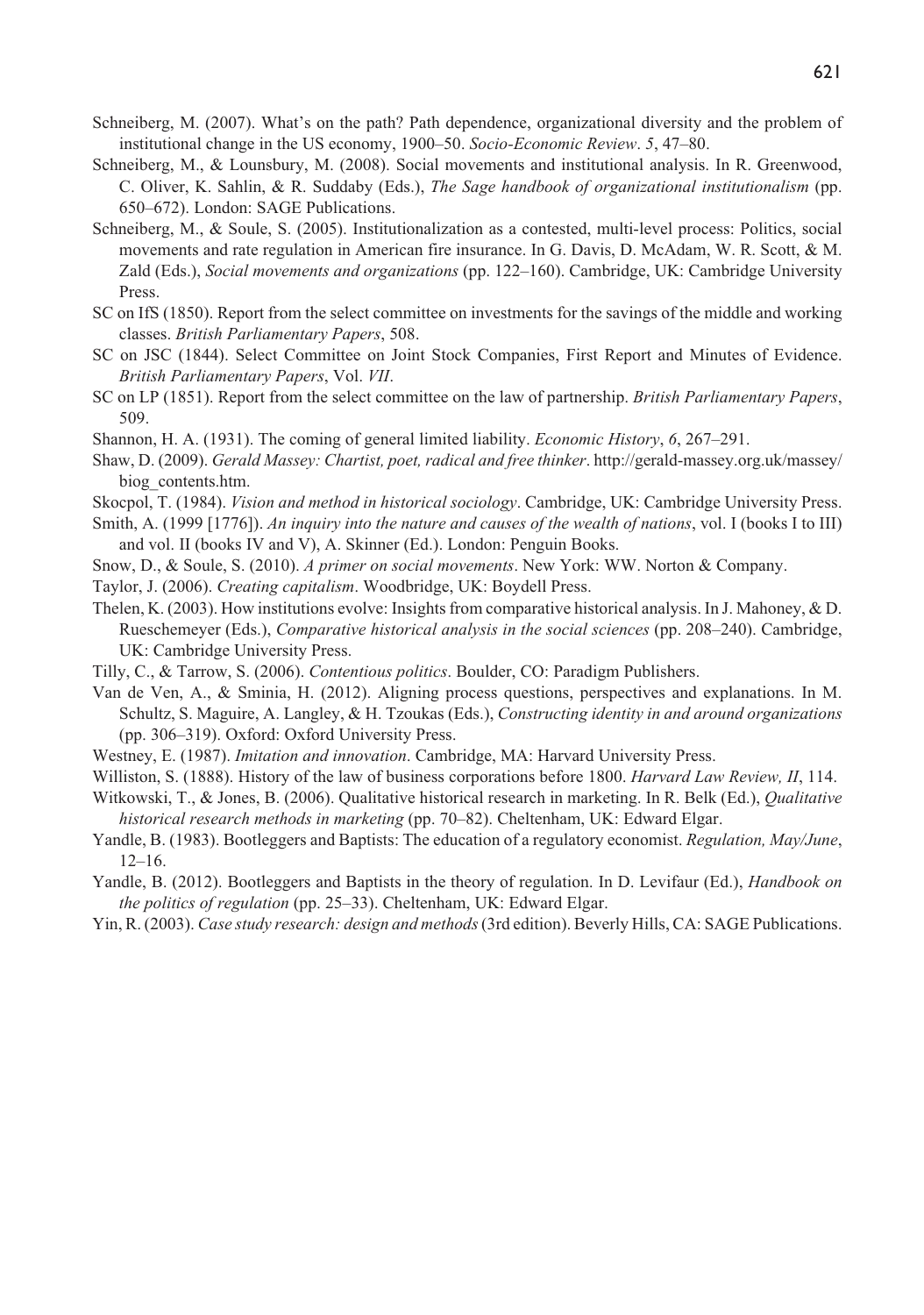Schneiberg, M. (2007). What's on the path? Path dependence, organizational diversity and the problem of institutional change in the US economy, 1900–50. *Socio-Economic Review*. *5*, 47–80.

Schneiberg, M., & Lounsbury, M. (2008). Social movements and institutional analysis. In R. Greenwood, C. Oliver, K. Sahlin, & R. Suddaby (Eds.), *The Sage handbook of organizational institutionalism* (pp. 650–672). London: SAGE Publications.

Schneiberg, M., & Soule, S. (2005). Institutionalization as a contested, multi-level process: Politics, social movements and rate regulation in American fire insurance. In G. Davis, D. McAdam, W. R. Scott, & M. Zald (Eds.), *Social movements and organizations* (pp. 122–160). Cambridge, UK: Cambridge University Press.

SC on IfS (1850). Report from the select committee on investments for the savings of the middle and working classes. *British Parliamentary Papers*, 508.

SC on JSC (1844). Select Committee on Joint Stock Companies, First Report and Minutes of Evidence. *British Parliamentary Papers*, Vol. *VII*.

SC on LP (1851). Report from the select committee on the law of partnership. *British Parliamentary Papers*, 509.

Shannon, H. A. (1931). The coming of general limited liability. *Economic History*, *6*, 267–291.

Shaw, D. (2009). *Gerald Massey: Chartist, poet, radical and free thinker*. http://gerald-massey.org.uk/massey/biog_contents.htm.

Skocpol, T. (1984). *Vision and method in historical sociology*. Cambridge, UK: Cambridge University Press.

Smith, A. (1999 [1776]). *An inquiry into the nature and causes of the wealth of nations*, vol. I (books I to III) and vol. II (books IV and V), A. Skinner (Ed.). London: Penguin Books.

Snow, D., & Soule, S. (2010). *A primer on social movements*. New York: WW. Norton & Company.

Taylor, J. (2006). *Creating capitalism*. Woodbridge, UK: Boydell Press.

Thelen, K. (2003). How institutions evolve: Insights from comparative historical analysis. In J. Mahoney, & D. Rueschemeyer (Eds.), *Comparative historical analysis in the social sciences* (pp. 208–240). Cambridge, UK: Cambridge University Press.

Tilly, C., & Tarrow, S. (2006). *Contentious politics*. Boulder, CO: Paradigm Publishers.

Van de Ven, A., & Sminia, H. (2012). Aligning process questions, perspectives and explanations. In M. Schultz, S. Maguire, A. Langley, & H. Tzoukas (Eds.), *Constructing identity in and around organizations* (pp. 306–319). Oxford: Oxford University Press.

Westney, E. (1987). *Imitation and innovation*. Cambridge, MA: Harvard University Press.

Williston, S. (1888). History of the law of business corporations before 1800. *Harvard Law Review, II*, 114.

Witkowski, T., & Jones, B. (2006). Qualitative historical research in marketing. In R. Belk (Ed.), *Qualitative historical research methods in marketing* (pp. 70–82). Cheltenham, UK: Edward Elgar.

Yandle, B. (1983). Bootleggers and Baptists: The education of a regulatory economist. *Regulation, May/June*, 12–16.

Yandle, B. (2012). Bootleggers and Baptists in the theory of regulation. In D. Levifaur (Ed.), *Handbook on the politics of regulation* (pp. 25–33). Cheltenham, UK: Edward Elgar.

Yin, R. (2003). *Case study research: design and methods* (3rd edition). Beverly Hills, CA: SAGE Publications.